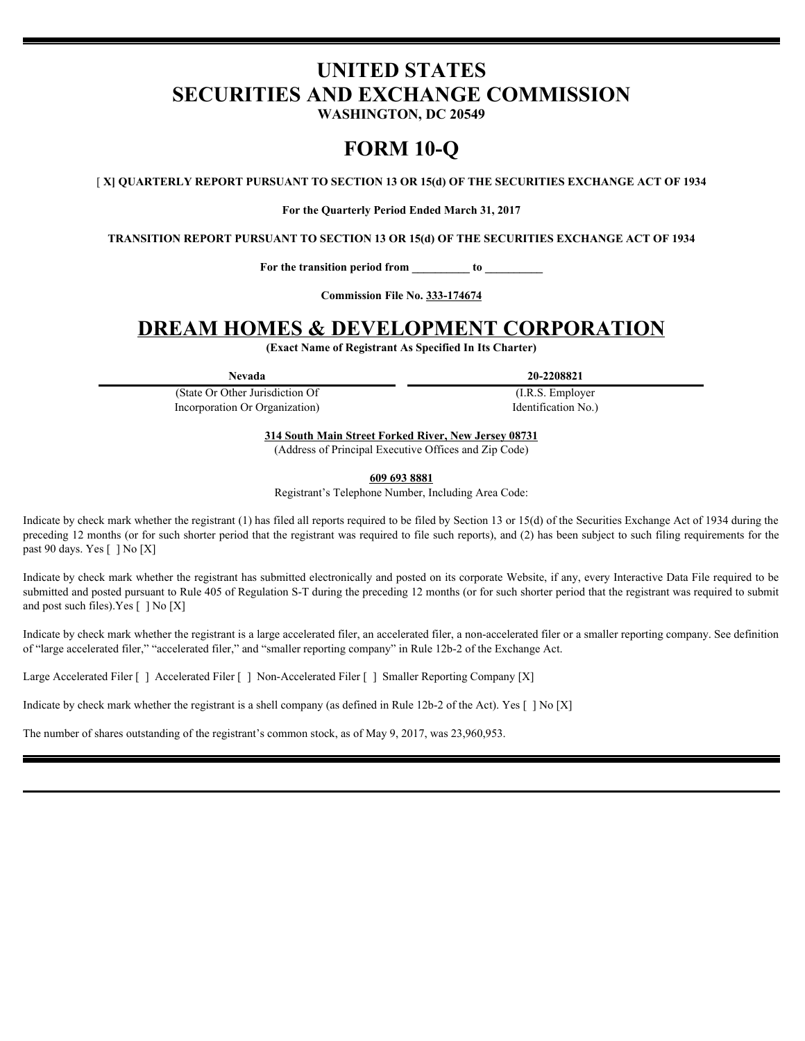# UNITED STATES
# SECURITIES AND EXCHANGE COMMISSION

**WASHINGTON, DC 20549**

# FORM 10-Q

[ **X] QUARTERLY REPORT PURSUANT TO SECTION 13 OR 15(d) OF THE SECURITIES EXCHANGE ACT OF 1934**

**For the Quarterly Period Ended March 31, 2017**

**TRANSITION REPORT PURSUANT TO SECTION 13 OR 15(d) OF THE SECURITIES EXCHANGE ACT OF 1934**

**For the transition period from \_\_\_\_\_\_\_\_\_\_ to \_\_\_\_\_\_\_\_\_\_**

**Commission File No. 333-174674**

# DREAM HOMES & DEVELOPMENT CORPORATION

**(Exact Name of Registrant As Specified In Its Charter)**

| **Nevada** | **20-2208821** |
|---|---|
| (State Or Other Jurisdiction Of Incorporation Or Organization) | (I.R.S. Employer Identification No.) |

**314 South Main Street Forked River, New Jersey 08731**
(Address of Principal Executive Offices and Zip Code)

**609 693 8881**
Registrant's Telephone Number, Including Area Code:

Indicate by check mark whether the registrant (1) has filed all reports required to be filed by Section 13 or 15(d) of the Securities Exchange Act of 1934 during the preceding 12 months (or for such shorter period that the registrant was required to file such reports), and (2) has been subject to such filing requirements for the past 90 days. Yes [ ] No [X]

Indicate by check mark whether the registrant has submitted electronically and posted on its corporate Website, if any, every Interactive Data File required to be submitted and posted pursuant to Rule 405 of Regulation S-T during the preceding 12 months (or for such shorter period that the registrant was required to submit and post such files).Yes [ ] No [X]

Indicate by check mark whether the registrant is a large accelerated filer, an accelerated filer, a non-accelerated filer or a smaller reporting company. See definition of "large accelerated filer," "accelerated filer," and "smaller reporting company" in Rule 12b-2 of the Exchange Act.

Large Accelerated Filer [ ] Accelerated Filer [ ] Non-Accelerated Filer [ ] Smaller Reporting Company [X]

Indicate by check mark whether the registrant is a shell company (as defined in Rule 12b-2 of the Act). Yes [ ] No [X]

The number of shares outstanding of the registrant's common stock, as of May 9, 2017, was 23,960,953.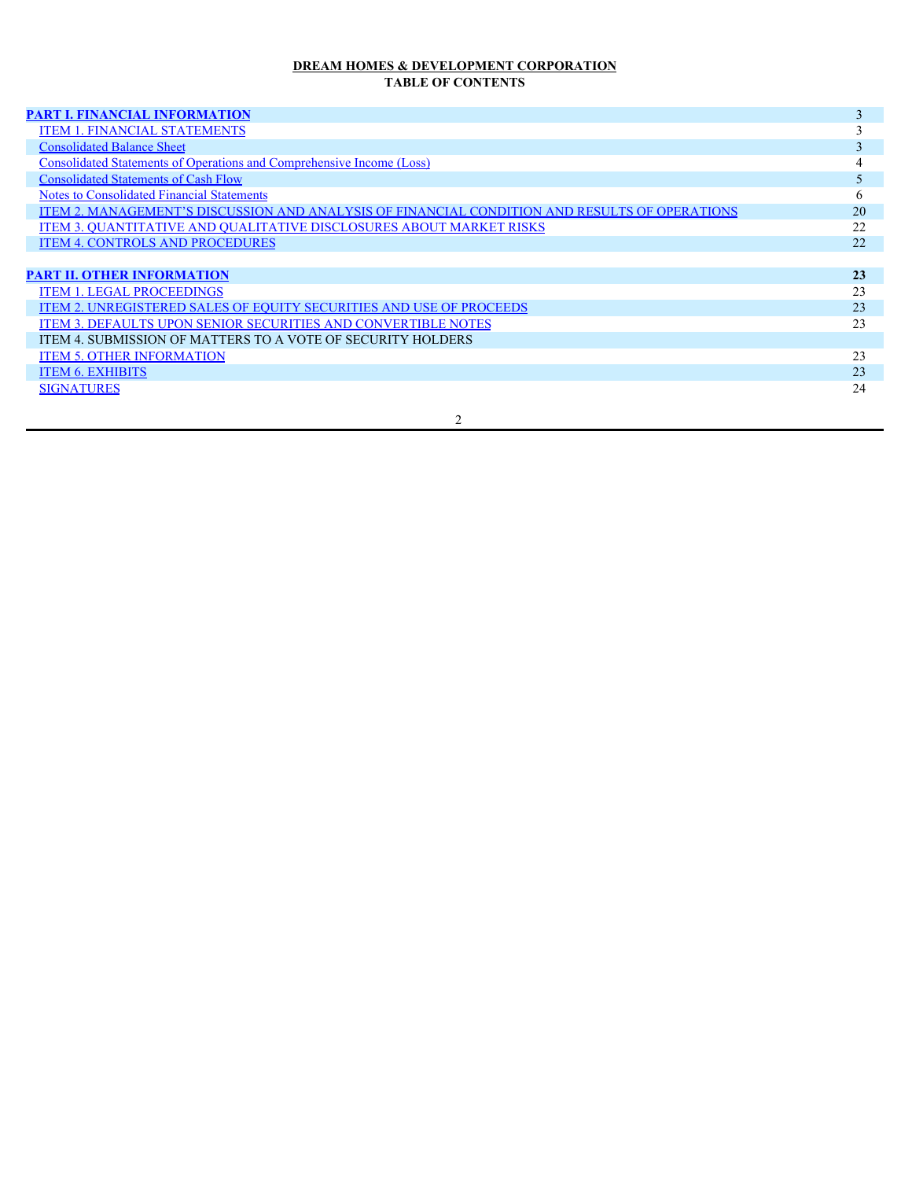**DREAM HOMES & DEVELOPMENT CORPORATION**

**TABLE OF CONTENTS**

| | |
|---|---|
| **PART I. FINANCIAL INFORMATION** | 3 |
| ITEM 1. FINANCIAL STATEMENTS | 3 |
| Consolidated Balance Sheet | 3 |
| Consolidated Statements of Operations and Comprehensive Income (Loss) | 4 |
| Consolidated Statements of Cash Flow | 5 |
| Notes to Consolidated Financial Statements | 6 |
| ITEM 2. MANAGEMENT'S DISCUSSION AND ANALYSIS OF FINANCIAL CONDITION AND RESULTS OF OPERATIONS | 20 |
| ITEM 3. QUANTITATIVE AND QUALITATIVE DISCLOSURES ABOUT MARKET RISKS | 22 |
| ITEM 4. CONTROLS AND PROCEDURES | 22 |
| | |
| **PART II. OTHER INFORMATION** | **23** |
| ITEM 1. LEGAL PROCEEDINGS | 23 |
| ITEM 2. UNREGISTERED SALES OF EQUITY SECURITIES AND USE OF PROCEEDS | 23 |
| ITEM 3. DEFAULTS UPON SENIOR SECURITIES AND CONVERTIBLE NOTES | 23 |
| ITEM 4. SUBMISSION OF MATTERS TO A VOTE OF SECURITY HOLDERS | |
| ITEM 5. OTHER INFORMATION | 23 |
| ITEM 6. EXHIBITS | 23 |
| SIGNATURES | 24 |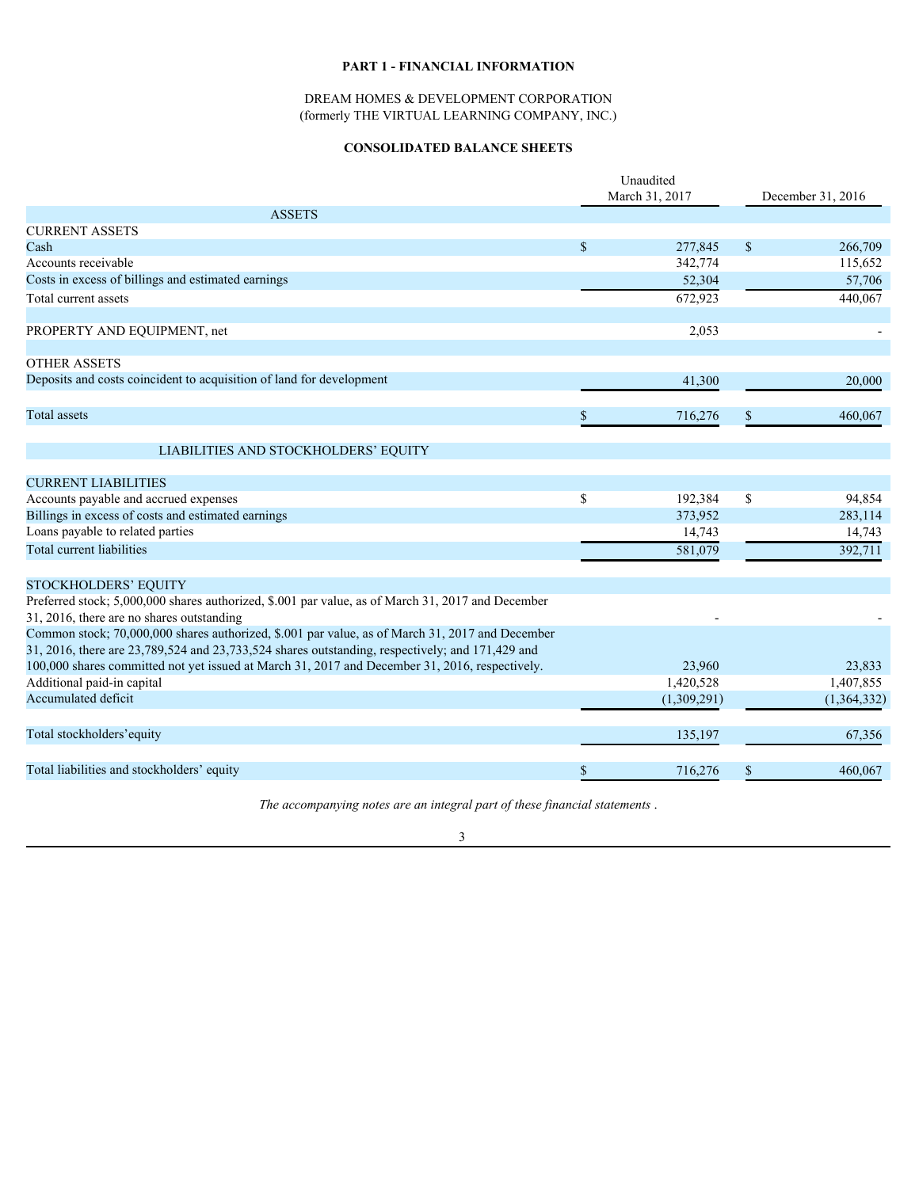## PART 1 - FINANCIAL INFORMATION

DREAM HOMES & DEVELOPMENT CORPORATION
(formerly THE VIRTUAL LEARNING COMPANY, INC.)

## CONSOLIDATED BALANCE SHEETS

| | Unaudited March 31, 2017 | December 31, 2016 |
|---|---|---|
| ASSETS | | |
| CURRENT ASSETS | | |
| Cash | $ 277,845 | $ 266,709 |
| Accounts receivable | 342,774 | 115,652 |
| Costs in excess of billings and estimated earnings | 52,304 | 57,706 |
| Total current assets | 672,923 | 440,067 |
| | | |
| PROPERTY AND EQUIPMENT, net | 2,053 | - |
| | | |
| OTHER ASSETS | | |
| Deposits and costs coincident to acquisition of land for development | 41,300 | 20,000 |
| | | |
| Total assets | $ 716,276 | $ 460,067 |
| | | |
| LIABILITIES AND STOCKHOLDERS' EQUITY | | |
| | | |
| CURRENT LIABILITIES | | |
| Accounts payable and accrued expenses | $ 192,384 | $ 94,854 |
| Billings in excess of costs and estimated earnings | 373,952 | 283,114 |
| Loans payable to related parties | 14,743 | 14,743 |
| Total current liabilities | 581,079 | 392,711 |
| | | |
| STOCKHOLDERS' EQUITY | | |
| Preferred stock; 5,000,000 shares authorized, $.001 par value, as of March 31, 2017 and December 31, 2016, there are no shares outstanding | - | - |
| Common stock; 70,000,000 shares authorized, $.001 par value, as of March 31, 2017 and December 31, 2016, there are 23,789,524 and 23,733,524 shares outstanding, respectively; and 171,429 and 100,000 shares committed not yet issued at March 31, 2017 and December 31, 2016, respectively. | 23,960 | 23,833 |
| Additional paid-in capital | 1,420,528 | 1,407,855 |
| Accumulated deficit | (1,309,291) | (1,364,332) |
| | | |
| Total stockholders' equity | 135,197 | 67,356 |
| | | |
| Total liabilities and stockholders' equity | $ 716,276 | $ 460,067 |

*The accompanying notes are an integral part of these financial statements .*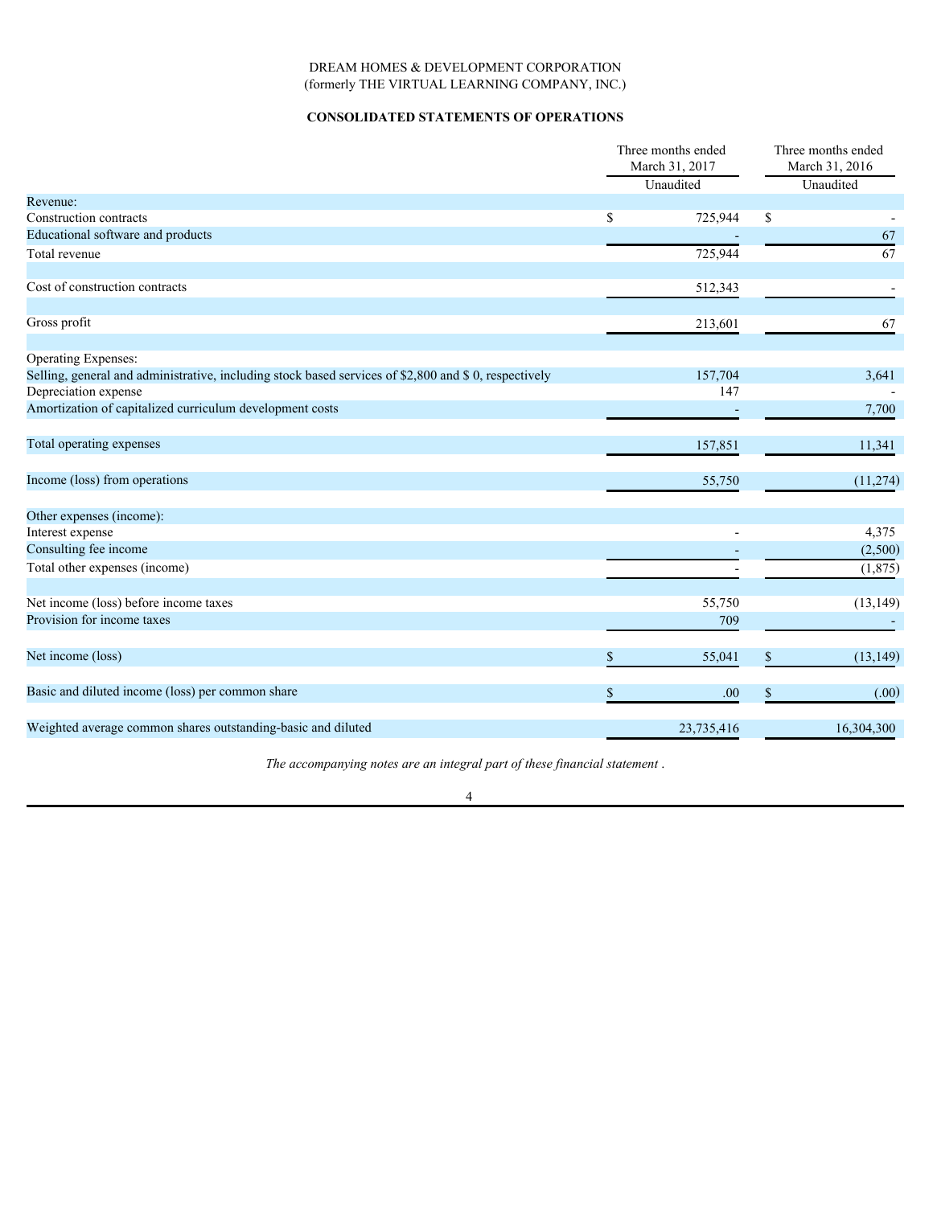DREAM HOMES & DEVELOPMENT CORPORATION
(formerly THE VIRTUAL LEARNING COMPANY, INC.)

**CONSOLIDATED STATEMENTS OF OPERATIONS**

| | Three months ended March 31, 2017 | Three months ended March 31, 2016 |
|---|---|---|
| | Unaudited | Unaudited |
| Revenue: | | |
| Construction contracts | $ 725,944 | $ - |
| Educational software and products | - | 67 |
| Total revenue | 725,944 | 67 |
| | | |
| Cost of construction contracts | 512,343 | - |
| | | |
| Gross profit | 213,601 | 67 |
| | | |
| Operating Expenses: | | |
| Selling, general and administrative, including stock based services of $2,800 and $ 0, respectively | 157,704 | 3,641 |
| Depreciation expense | 147 | - |
| Amortization of capitalized curriculum development costs | - | 7,700 |
| | | |
| Total operating expenses | 157,851 | 11,341 |
| | | |
| Income (loss) from operations | 55,750 | (11,274) |
| | | |
| Other expenses (income): | | |
| Interest expense | - | 4,375 |
| Consulting fee income | - | (2,500) |
| Total other expenses (income) | - | (1,875) |
| | | |
| Net income (loss) before income taxes | 55,750 | (13,149) |
| Provision for income taxes | 709 | - |
| | | |
| Net income (loss) | $ 55,041 | $ (13,149) |
| | | |
| Basic and diluted income (loss) per common share | $ .00 | $ (.00) |
| | | |
| Weighted average common shares outstanding-basic and diluted | 23,735,416 | 16,304,300 |

*The accompanying notes are an integral part of these financial statement .*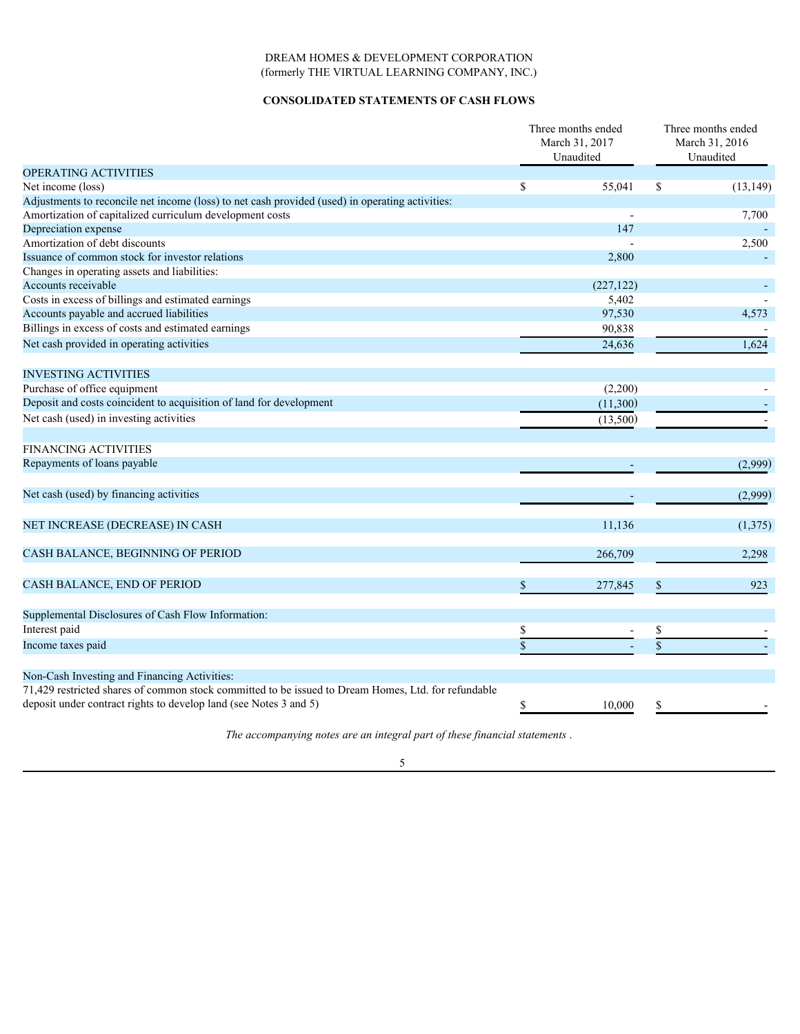DREAM HOMES & DEVELOPMENT CORPORATION
(formerly THE VIRTUAL LEARNING COMPANY, INC.)

**CONSOLIDATED STATEMENTS OF CASH FLOWS**

| | Three months ended March 31, 2017 Unaudited | Three months ended March 31, 2016 Unaudited |
|---|---|---|
| OPERATING ACTIVITIES | | |
| Net income (loss) | $ 55,041 | $ (13,149) |
| Adjustments to reconcile net income (loss) to net cash provided (used) in operating activities: | | |
| Amortization of capitalized curriculum development costs | - | 7,700 |
| Depreciation expense | 147 | - |
| Amortization of debt discounts | - | 2,500 |
| Issuance of common stock for investor relations | 2,800 | - |
| Changes in operating assets and liabilities: | | |
| Accounts receivable | (227,122) | - |
| Costs in excess of billings and estimated earnings | 5,402 | - |
| Accounts payable and accrued liabilities | 97,530 | 4,573 |
| Billings in excess of costs and estimated earnings | 90,838 | - |
| Net cash provided in operating activities | 24,636 | 1,624 |
| | | |
| INVESTING ACTIVITIES | | |
| Purchase of office equipment | (2,200) | - |
| Deposit and costs coincident to acquisition of land for development | (11,300) | - |
| Net cash (used) in investing activities | (13,500) | - |
| | | |
| FINANCING ACTIVITIES | | |
| Repayments of loans payable | - | (2,999) |
| | | |
| Net cash (used) by financing activities | - | (2,999) |
| | | |
| NET INCREASE (DECREASE) IN CASH | 11,136 | (1,375) |
| | | |
| CASH BALANCE, BEGINNING OF PERIOD | 266,709 | 2,298 |
| | | |
| CASH BALANCE, END OF PERIOD | $ 277,845 | $ 923 |
| | | |
| Supplemental Disclosures of Cash Flow Information: | | |
| Interest paid | $ - | $ - |
| Income taxes paid | $ - | $ - |
| | | |
| Non-Cash Investing and Financing Activities: | | |
| 71,429 restricted shares of common stock committed to be issued to Dream Homes, Ltd. for refundable deposit under contract rights to develop land (see Notes 3 and 5) | $ 10,000 | $ - |

*The accompanying notes are an integral part of these financial statements .*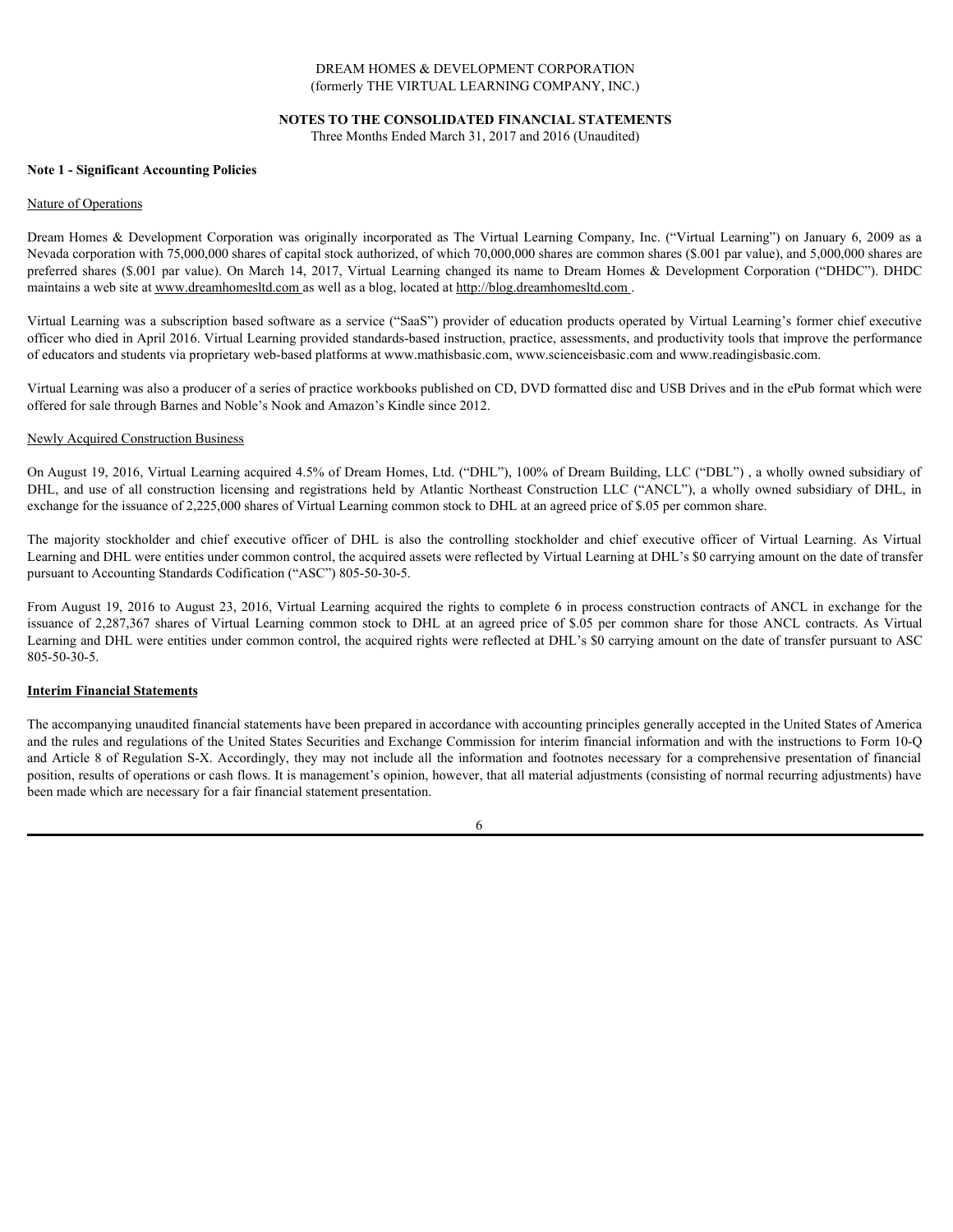DREAM HOMES & DEVELOPMENT CORPORATION
(formerly THE VIRTUAL LEARNING COMPANY, INC.)

**NOTES TO THE CONSOLIDATED FINANCIAL STATEMENTS**
Three Months Ended March 31, 2017 and 2016 (Unaudited)

**Note 1 - Significant Accounting Policies**

Nature of Operations

Dream Homes & Development Corporation was originally incorporated as The Virtual Learning Company, Inc. ("Virtual Learning") on January 6, 2009 as a Nevada corporation with 75,000,000 shares of capital stock authorized, of which 70,000,000 shares are common shares ($.001 par value), and 5,000,000 shares are preferred shares ($.001 par value). On March 14, 2017, Virtual Learning changed its name to Dream Homes & Development Corporation ("DHDC"). DHDC maintains a web site at www.dreamhomesltd.com as well as a blog, located at http://blog.dreamhomesltd.com .

Virtual Learning was a subscription based software as a service ("SaaS") provider of education products operated by Virtual Learning's former chief executive officer who died in April 2016. Virtual Learning provided standards-based instruction, practice, assessments, and productivity tools that improve the performance of educators and students via proprietary web-based platforms at www.mathisbasic.com, www.scienceisbasic.com and www.readingisbasic.com.

Virtual Learning was also a producer of a series of practice workbooks published on CD, DVD formatted disc and USB Drives and in the ePub format which were offered for sale through Barnes and Noble's Nook and Amazon's Kindle since 2012.

Newly Acquired Construction Business

On August 19, 2016, Virtual Learning acquired 4.5% of Dream Homes, Ltd. ("DHL"), 100% of Dream Building, LLC ("DBL") , a wholly owned subsidiary of DHL, and use of all construction licensing and registrations held by Atlantic Northeast Construction LLC ("ANCL"), a wholly owned subsidiary of DHL, in exchange for the issuance of 2,225,000 shares of Virtual Learning common stock to DHL at an agreed price of $.05 per common share.

The majority stockholder and chief executive officer of DHL is also the controlling stockholder and chief executive officer of Virtual Learning. As Virtual Learning and DHL were entities under common control, the acquired assets were reflected by Virtual Learning at DHL's $0 carrying amount on the date of transfer pursuant to Accounting Standards Codification ("ASC") 805-50-30-5.

From August 19, 2016 to August 23, 2016, Virtual Learning acquired the rights to complete 6 in process construction contracts of ANCL in exchange for the issuance of 2,287,367 shares of Virtual Learning common stock to DHL at an agreed price of $.05 per common share for those ANCL contracts. As Virtual Learning and DHL were entities under common control, the acquired rights were reflected at DHL's $0 carrying amount on the date of transfer pursuant to ASC 805-50-30-5.

**Interim Financial Statements**

The accompanying unaudited financial statements have been prepared in accordance with accounting principles generally accepted in the United States of America and the rules and regulations of the United States Securities and Exchange Commission for interim financial information and with the instructions to Form 10-Q and Article 8 of Regulation S-X. Accordingly, they may not include all the information and footnotes necessary for a comprehensive presentation of financial position, results of operations or cash flows. It is management's opinion, however, that all material adjustments (consisting of normal recurring adjustments) have been made which are necessary for a fair financial statement presentation.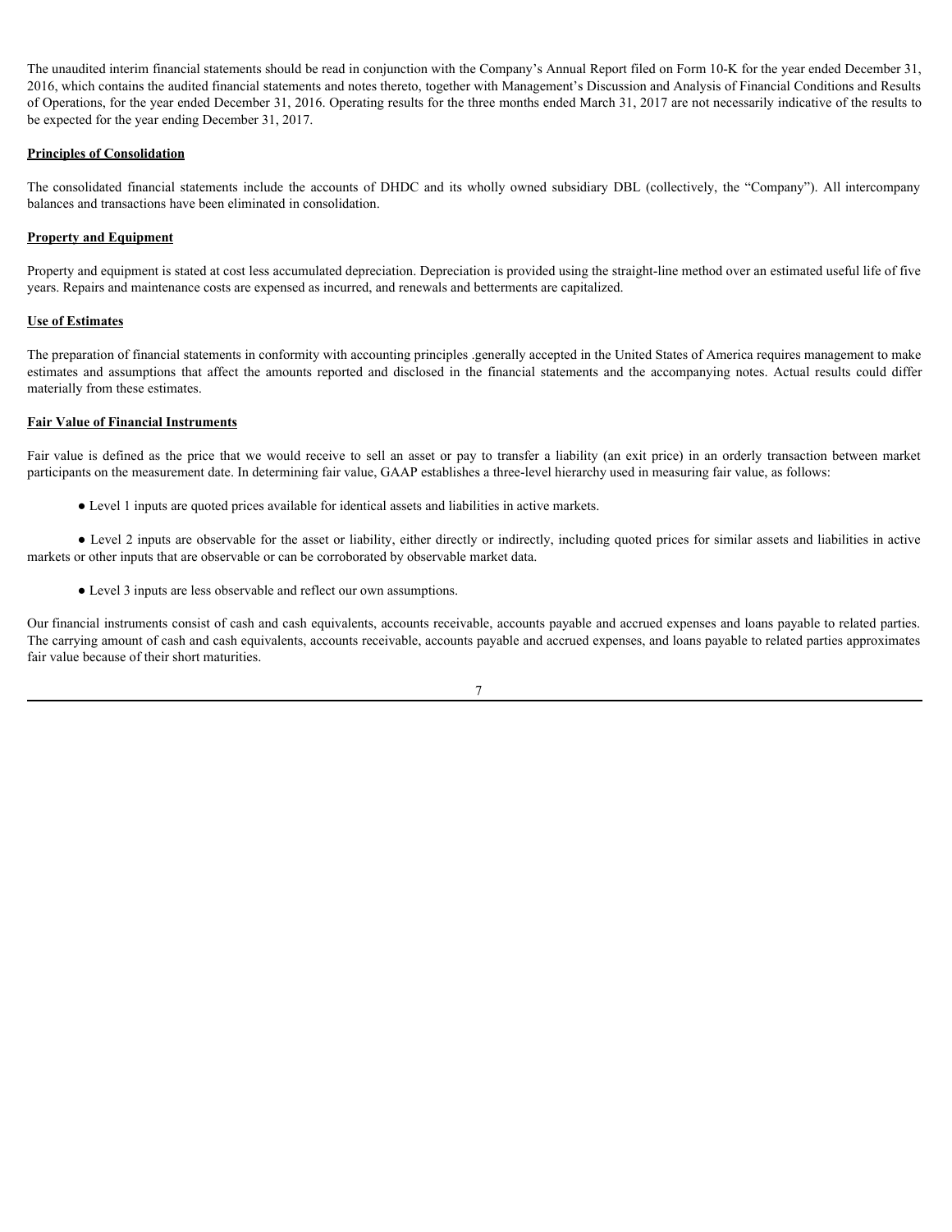The unaudited interim financial statements should be read in conjunction with the Company's Annual Report filed on Form 10-K for the year ended December 31, 2016, which contains the audited financial statements and notes thereto, together with Management's Discussion and Analysis of Financial Conditions and Results of Operations, for the year ended December 31, 2016. Operating results for the three months ended March 31, 2017 are not necessarily indicative of the results to be expected for the year ending December 31, 2017.

**Principles of Consolidation**

The consolidated financial statements include the accounts of DHDC and its wholly owned subsidiary DBL (collectively, the "Company"). All intercompany balances and transactions have been eliminated in consolidation.

**Property and Equipment**

Property and equipment is stated at cost less accumulated depreciation. Depreciation is provided using the straight-line method over an estimated useful life of five years. Repairs and maintenance costs are expensed as incurred, and renewals and betterments are capitalized.

**Use of Estimates**

The preparation of financial statements in conformity with accounting principles .generally accepted in the United States of America requires management to make estimates and assumptions that affect the amounts reported and disclosed in the financial statements and the accompanying notes. Actual results could differ materially from these estimates.

**Fair Value of Financial Instruments**

Fair value is defined as the price that we would receive to sell an asset or pay to transfer a liability (an exit price) in an orderly transaction between market participants on the measurement date. In determining fair value, GAAP establishes a three-level hierarchy used in measuring fair value, as follows:

- Level 1 inputs are quoted prices available for identical assets and liabilities in active markets.
- Level 2 inputs are observable for the asset or liability, either directly or indirectly, including quoted prices for similar assets and liabilities in active markets or other inputs that are observable or can be corroborated by observable market data.
- Level 3 inputs are less observable and reflect our own assumptions.

Our financial instruments consist of cash and cash equivalents, accounts receivable, accounts payable and accrued expenses and loans payable to related parties. The carrying amount of cash and cash equivalents, accounts receivable, accounts payable and accrued expenses, and loans payable to related parties approximates fair value because of their short maturities.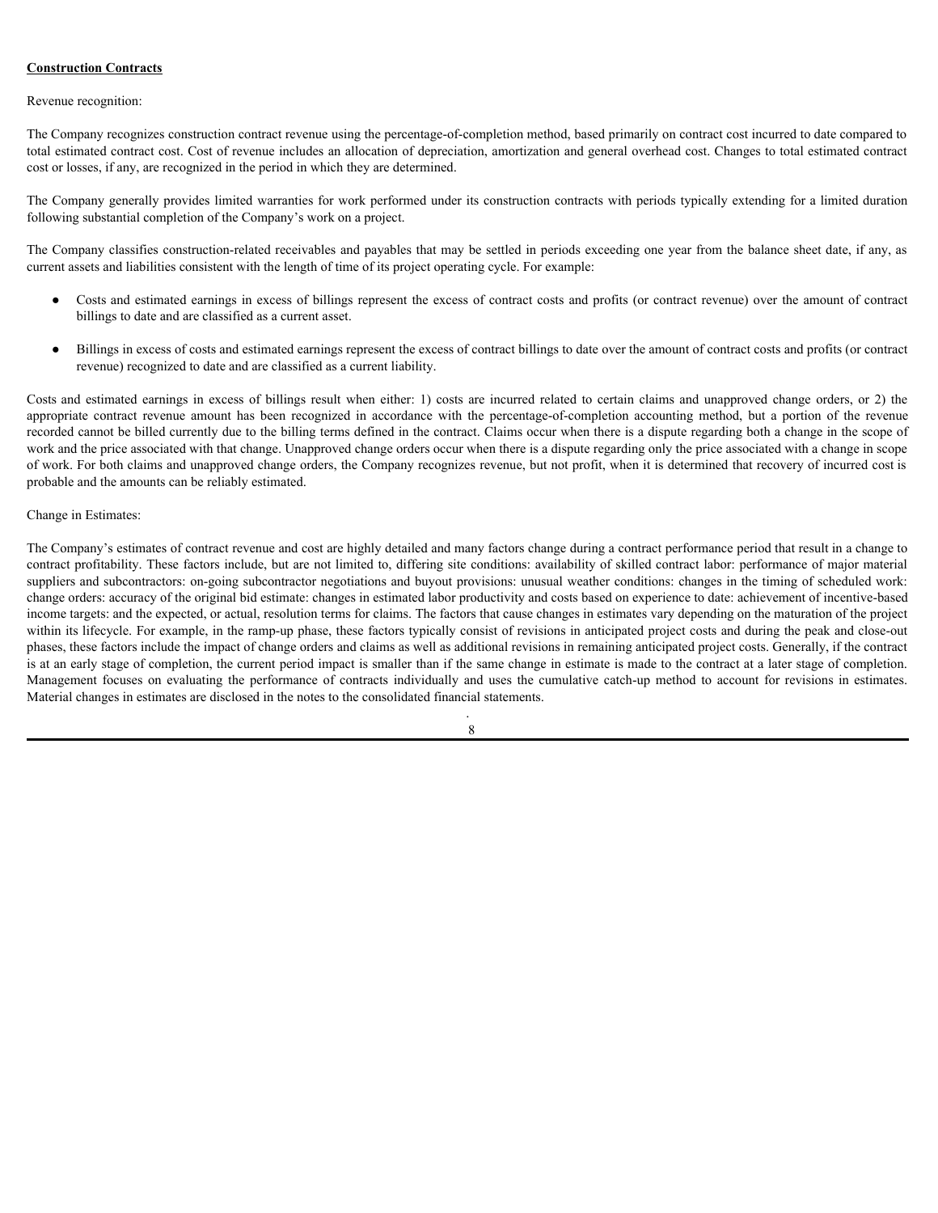**Construction Contracts**

Revenue recognition:

The Company recognizes construction contract revenue using the percentage-of-completion method, based primarily on contract cost incurred to date compared to total estimated contract cost. Cost of revenue includes an allocation of depreciation, amortization and general overhead cost. Changes to total estimated contract cost or losses, if any, are recognized in the period in which they are determined.

The Company generally provides limited warranties for work performed under its construction contracts with periods typically extending for a limited duration following substantial completion of the Company's work on a project.

The Company classifies construction-related receivables and payables that may be settled in periods exceeding one year from the balance sheet date, if any, as current assets and liabilities consistent with the length of time of its project operating cycle. For example:

- Costs and estimated earnings in excess of billings represent the excess of contract costs and profits (or contract revenue) over the amount of contract billings to date and are classified as a current asset.

- Billings in excess of costs and estimated earnings represent the excess of contract billings to date over the amount of contract costs and profits (or contract revenue) recognized to date and are classified as a current liability.

Costs and estimated earnings in excess of billings result when either: 1) costs are incurred related to certain claims and unapproved change orders, or 2) the appropriate contract revenue amount has been recognized in accordance with the percentage-of-completion accounting method, but a portion of the revenue recorded cannot be billed currently due to the billing terms defined in the contract. Claims occur when there is a dispute regarding both a change in the scope of work and the price associated with that change. Unapproved change orders occur when there is a dispute regarding only the price associated with a change in scope of work. For both claims and unapproved change orders, the Company recognizes revenue, but not profit, when it is determined that recovery of incurred cost is probable and the amounts can be reliably estimated.

Change in Estimates:

The Company's estimates of contract revenue and cost are highly detailed and many factors change during a contract performance period that result in a change to contract profitability. These factors include, but are not limited to, differing site conditions: availability of skilled contract labor: performance of major material suppliers and subcontractors: on-going subcontractor negotiations and buyout provisions: unusual weather conditions: changes in the timing of scheduled work: change orders: accuracy of the original bid estimate: changes in estimated labor productivity and costs based on experience to date: achievement of incentive-based income targets: and the expected, or actual, resolution terms for claims. The factors that cause changes in estimates vary depending on the maturation of the project within its lifecycle. For example, in the ramp-up phase, these factors typically consist of revisions in anticipated project costs and during the peak and close-out phases, these factors include the impact of change orders and claims as well as additional revisions in remaining anticipated project costs. Generally, if the contract is at an early stage of completion, the current period impact is smaller than if the same change in estimate is made to the contract at a later stage of completion. Management focuses on evaluating the performance of contracts individually and uses the cumulative catch-up method to account for revisions in estimates. Material changes in estimates are disclosed in the notes to the consolidated financial statements.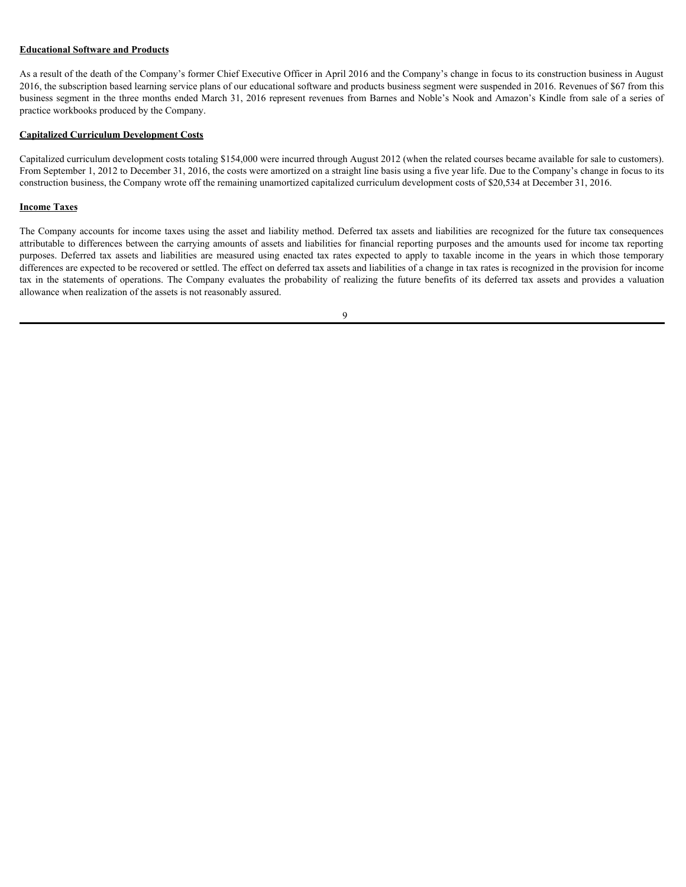**Educational Software and Products**

As a result of the death of the Company's former Chief Executive Officer in April 2016 and the Company's change in focus to its construction business in August 2016, the subscription based learning service plans of our educational software and products business segment were suspended in 2016. Revenues of $67 from this business segment in the three months ended March 31, 2016 represent revenues from Barnes and Noble's Nook and Amazon's Kindle from sale of a series of practice workbooks produced by the Company.

**Capitalized Curriculum Development Costs**

Capitalized curriculum development costs totaling $154,000 were incurred through August 2012 (when the related courses became available for sale to customers). From September 1, 2012 to December 31, 2016, the costs were amortized on a straight line basis using a five year life. Due to the Company's change in focus to its construction business, the Company wrote off the remaining unamortized capitalized curriculum development costs of $20,534 at December 31, 2016.

**Income Taxes**

The Company accounts for income taxes using the asset and liability method. Deferred tax assets and liabilities are recognized for the future tax consequences attributable to differences between the carrying amounts of assets and liabilities for financial reporting purposes and the amounts used for income tax reporting purposes. Deferred tax assets and liabilities are measured using enacted tax rates expected to apply to taxable income in the years in which those temporary differences are expected to be recovered or settled. The effect on deferred tax assets and liabilities of a change in tax rates is recognized in the provision for income tax in the statements of operations. The Company evaluates the probability of realizing the future benefits of its deferred tax assets and provides a valuation allowance when realization of the assets is not reasonably assured.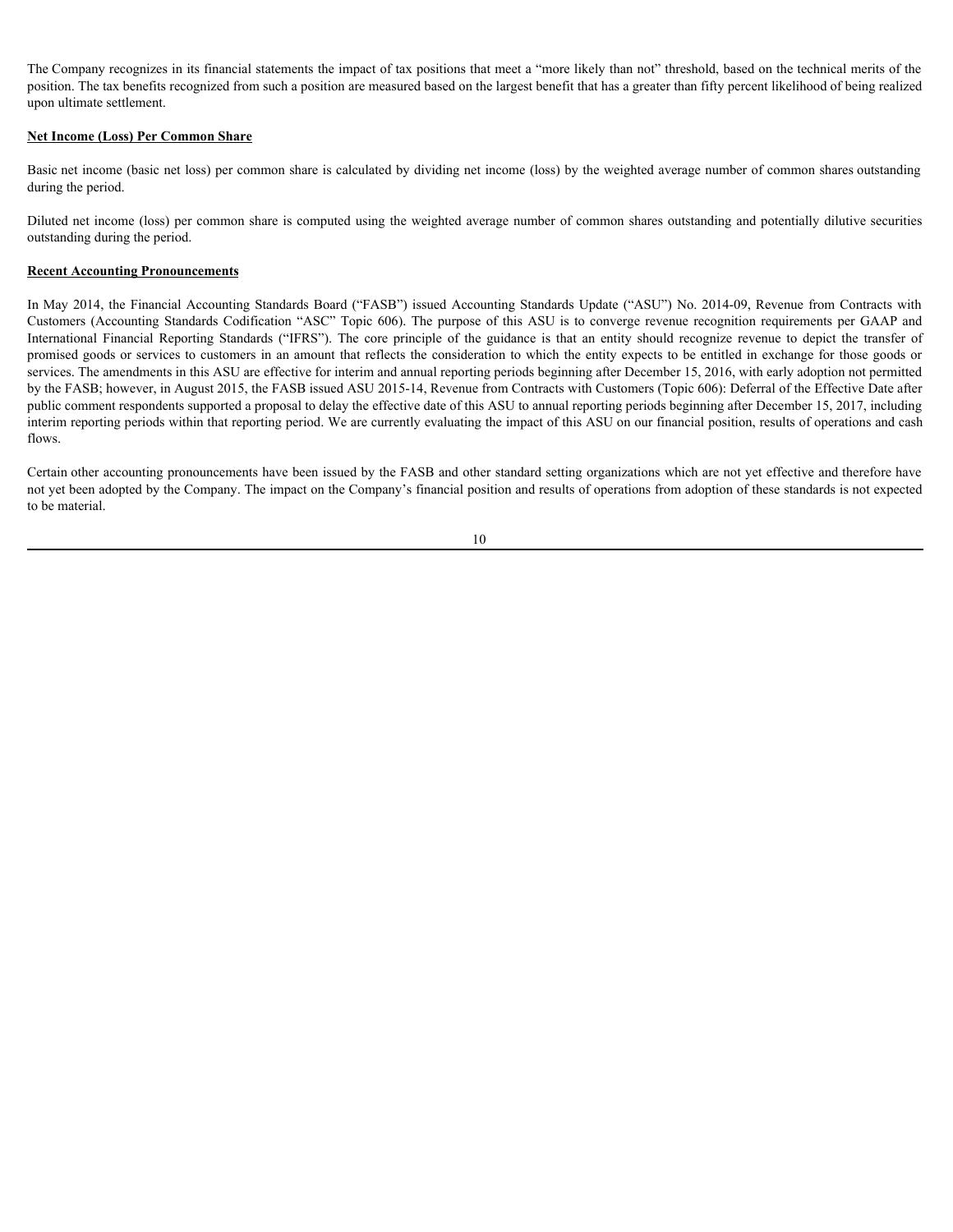The Company recognizes in its financial statements the impact of tax positions that meet a "more likely than not" threshold, based on the technical merits of the position. The tax benefits recognized from such a position are measured based on the largest benefit that has a greater than fifty percent likelihood of being realized upon ultimate settlement.

**Net Income (Loss) Per Common Share**

Basic net income (basic net loss) per common share is calculated by dividing net income (loss) by the weighted average number of common shares outstanding during the period.

Diluted net income (loss) per common share is computed using the weighted average number of common shares outstanding and potentially dilutive securities outstanding during the period.

**Recent Accounting Pronouncements**

In May 2014, the Financial Accounting Standards Board ("FASB") issued Accounting Standards Update ("ASU") No. 2014-09, Revenue from Contracts with Customers (Accounting Standards Codification "ASC" Topic 606). The purpose of this ASU is to converge revenue recognition requirements per GAAP and International Financial Reporting Standards ("IFRS"). The core principle of the guidance is that an entity should recognize revenue to depict the transfer of promised goods or services to customers in an amount that reflects the consideration to which the entity expects to be entitled in exchange for those goods or services. The amendments in this ASU are effective for interim and annual reporting periods beginning after December 15, 2016, with early adoption not permitted by the FASB; however, in August 2015, the FASB issued ASU 2015-14, Revenue from Contracts with Customers (Topic 606): Deferral of the Effective Date after public comment respondents supported a proposal to delay the effective date of this ASU to annual reporting periods beginning after December 15, 2017, including interim reporting periods within that reporting period. We are currently evaluating the impact of this ASU on our financial position, results of operations and cash flows.

Certain other accounting pronouncements have been issued by the FASB and other standard setting organizations which are not yet effective and therefore have not yet been adopted by the Company. The impact on the Company's financial position and results of operations from adoption of these standards is not expected to be material.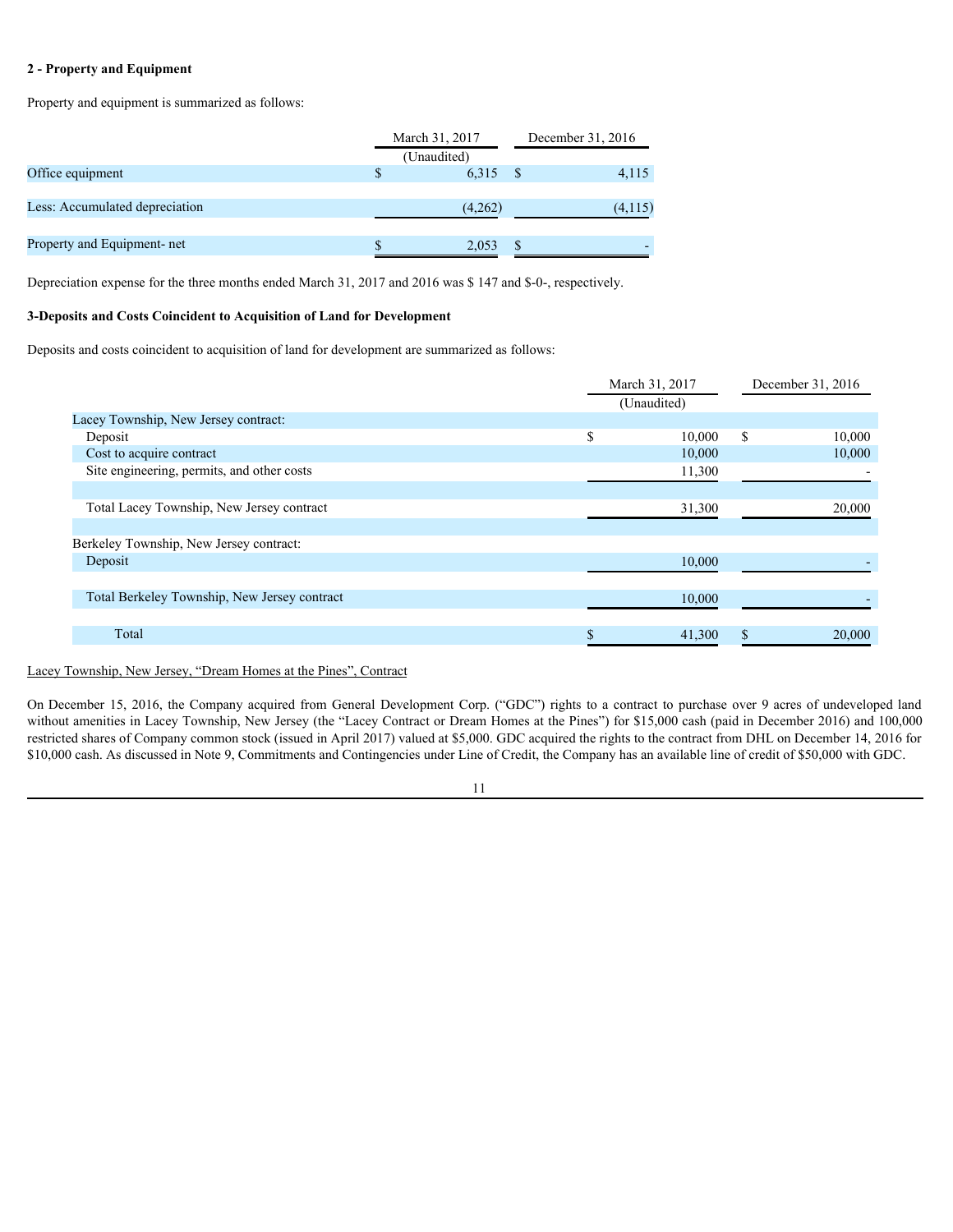## 2 - Property and Equipment

Property and equipment is summarized as follows:

| | March 31, 2017 (Unaudited) | December 31, 2016 |
|---|---|---|
| Office equipment | $ 6,315 | $ 4,115 |
| Less: Accumulated depreciation | (4,262) | (4,115) |
| Property and Equipment- net | $ 2,053 | $ - |

Depreciation expense for the three months ended March 31, 2017 and 2016 was $ 147 and $-0-, respectively.

## 3-Deposits and Costs Coincident to Acquisition of Land for Development

Deposits and costs coincident to acquisition of land for development are summarized as follows:

| | March 31, 2017 (Unaudited) | December 31, 2016 |
|---|---|---|
| Lacey Township, New Jersey contract: | | |
| Deposit | $ 10,000 | $ 10,000 |
| Cost to acquire contract | 10,000 | 10,000 |
| Site engineering, permits, and other costs | 11,300 | - |
| Total Lacey Township, New Jersey contract | 31,300 | 20,000 |
| Berkeley Township, New Jersey contract: | | |
| Deposit | 10,000 | - |
| Total Berkeley Township, New Jersey contract | 10,000 | - |
| Total | $ 41,300 | $ 20,000 |

Lacey Township, New Jersey, "Dream Homes at the Pines", Contract

On December 15, 2016, the Company acquired from General Development Corp. ("GDC") rights to a contract to purchase over 9 acres of undeveloped land without amenities in Lacey Township, New Jersey (the "Lacey Contract or Dream Homes at the Pines") for $15,000 cash (paid in December 2016) and 100,000 restricted shares of Company common stock (issued in April 2017) valued at $5,000. GDC acquired the rights to the contract from DHL on December 14, 2016 for $10,000 cash. As discussed in Note 9, Commitments and Contingencies under Line of Credit, the Company has an available line of credit of $50,000 with GDC.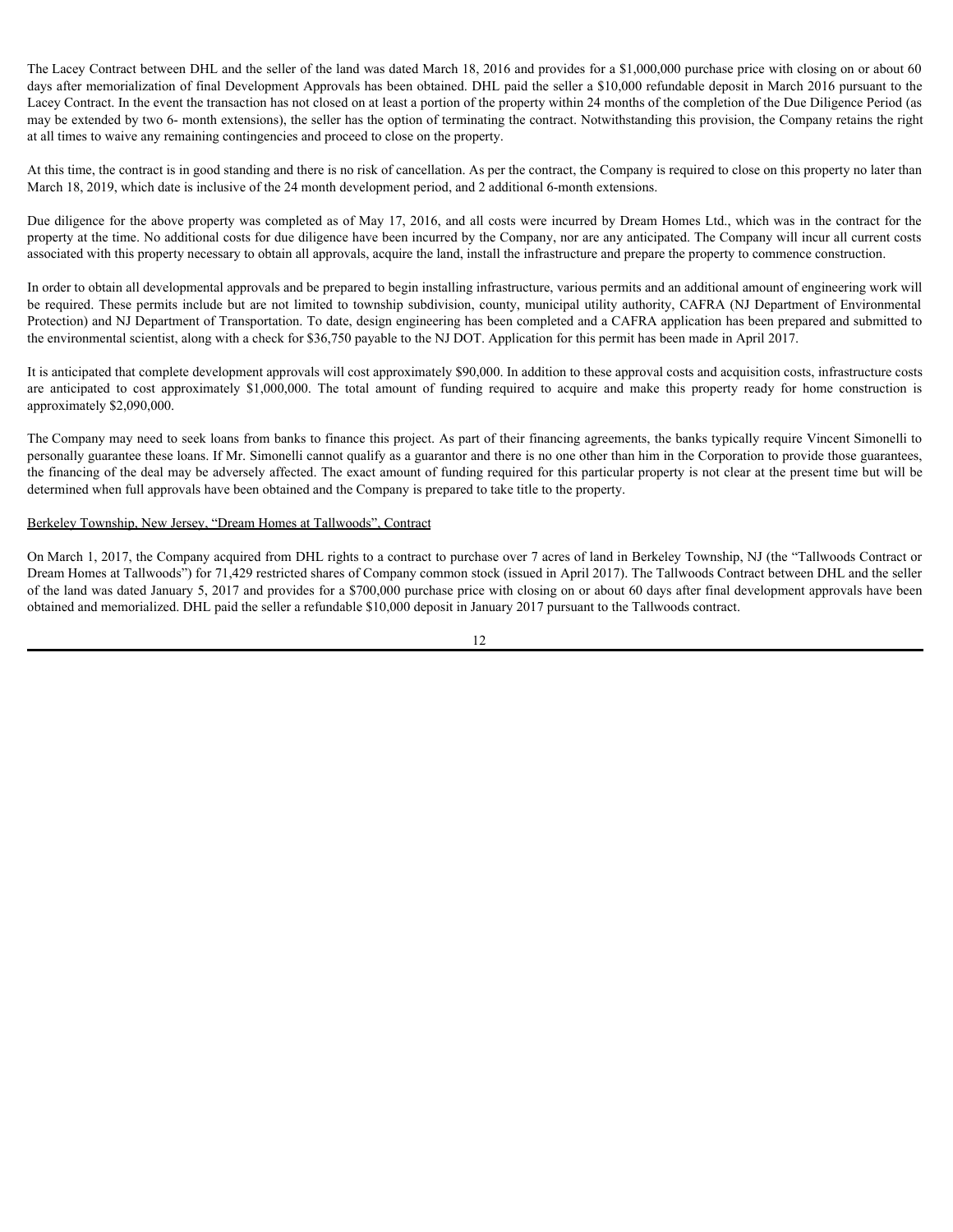The Lacey Contract between DHL and the seller of the land was dated March 18, 2016 and provides for a $1,000,000 purchase price with closing on or about 60 days after memorialization of final Development Approvals has been obtained. DHL paid the seller a $10,000 refundable deposit in March 2016 pursuant to the Lacey Contract. In the event the transaction has not closed on at least a portion of the property within 24 months of the completion of the Due Diligence Period (as may be extended by two 6- month extensions), the seller has the option of terminating the contract. Notwithstanding this provision, the Company retains the right at all times to waive any remaining contingencies and proceed to close on the property.

At this time, the contract is in good standing and there is no risk of cancellation. As per the contract, the Company is required to close on this property no later than March 18, 2019, which date is inclusive of the 24 month development period, and 2 additional 6-month extensions.

Due diligence for the above property was completed as of May 17, 2016, and all costs were incurred by Dream Homes Ltd., which was in the contract for the property at the time. No additional costs for due diligence have been incurred by the Company, nor are any anticipated. The Company will incur all current costs associated with this property necessary to obtain all approvals, acquire the land, install the infrastructure and prepare the property to commence construction.

In order to obtain all developmental approvals and be prepared to begin installing infrastructure, various permits and an additional amount of engineering work will be required. These permits include but are not limited to township subdivision, county, municipal utility authority, CAFRA (NJ Department of Environmental Protection) and NJ Department of Transportation. To date, design engineering has been completed and a CAFRA application has been prepared and submitted to the environmental scientist, along with a check for $36,750 payable to the NJ DOT. Application for this permit has been made in April 2017.

It is anticipated that complete development approvals will cost approximately $90,000. In addition to these approval costs and acquisition costs, infrastructure costs are anticipated to cost approximately $1,000,000. The total amount of funding required to acquire and make this property ready for home construction is approximately $2,090,000.

The Company may need to seek loans from banks to finance this project. As part of their financing agreements, the banks typically require Vincent Simonelli to personally guarantee these loans. If Mr. Simonelli cannot qualify as a guarantor and there is no one other than him in the Corporation to provide those guarantees, the financing of the deal may be adversely affected. The exact amount of funding required for this particular property is not clear at the present time but will be determined when full approvals have been obtained and the Company is prepared to take title to the property.

Berkeley Township, New Jersey, "Dream Homes at Tallwoods", Contract

On March 1, 2017, the Company acquired from DHL rights to a contract to purchase over 7 acres of land in Berkeley Township, NJ (the "Tallwoods Contract or Dream Homes at Tallwoods") for 71,429 restricted shares of Company common stock (issued in April 2017). The Tallwoods Contract between DHL and the seller of the land was dated January 5, 2017 and provides for a $700,000 purchase price with closing on or about 60 days after final development approvals have been obtained and memorialized. DHL paid the seller a refundable $10,000 deposit in January 2017 pursuant to the Tallwoods contract.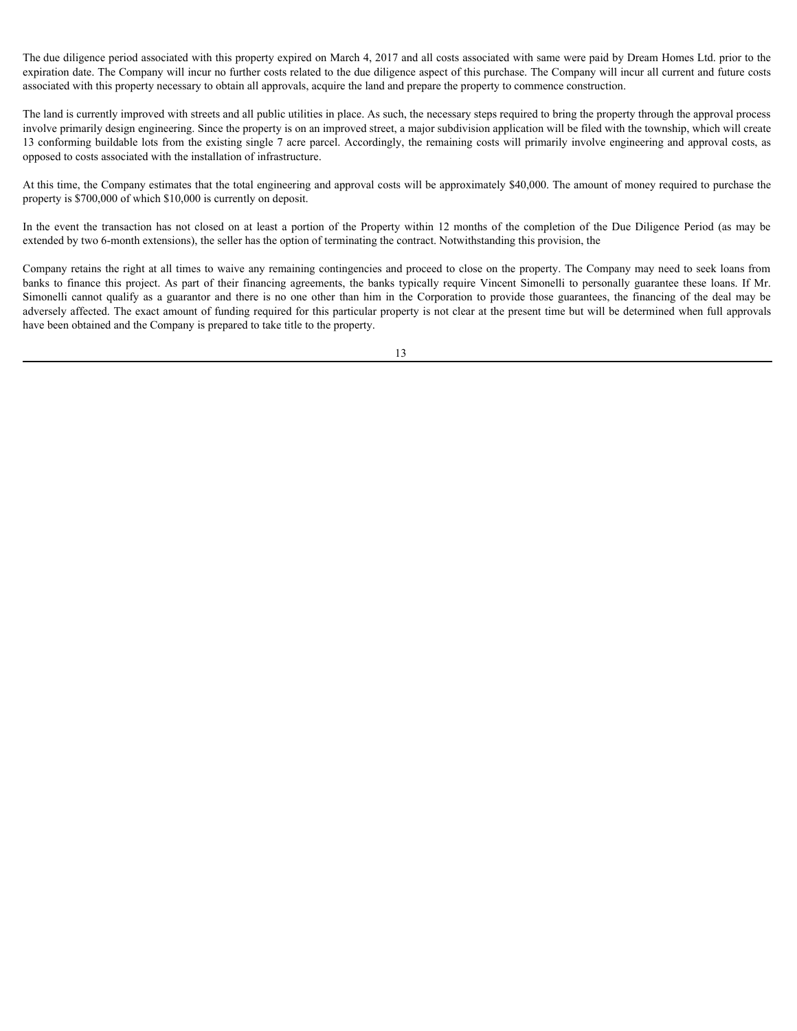The due diligence period associated with this property expired on March 4, 2017 and all costs associated with same were paid by Dream Homes Ltd. prior to the expiration date. The Company will incur no further costs related to the due diligence aspect of this purchase. The Company will incur all current and future costs associated with this property necessary to obtain all approvals, acquire the land and prepare the property to commence construction.

The land is currently improved with streets and all public utilities in place. As such, the necessary steps required to bring the property through the approval process involve primarily design engineering. Since the property is on an improved street, a major subdivision application will be filed with the township, which will create 13 conforming buildable lots from the existing single 7 acre parcel. Accordingly, the remaining costs will primarily involve engineering and approval costs, as opposed to costs associated with the installation of infrastructure.

At this time, the Company estimates that the total engineering and approval costs will be approximately $40,000. The amount of money required to purchase the property is $700,000 of which $10,000 is currently on deposit.

In the event the transaction has not closed on at least a portion of the Property within 12 months of the completion of the Due Diligence Period (as may be extended by two 6-month extensions), the seller has the option of terminating the contract. Notwithstanding this provision, the

Company retains the right at all times to waive any remaining contingencies and proceed to close on the property. The Company may need to seek loans from banks to finance this project. As part of their financing agreements, the banks typically require Vincent Simonelli to personally guarantee these loans. If Mr. Simonelli cannot qualify as a guarantor and there is no one other than him in the Corporation to provide those guarantees, the financing of the deal may be adversely affected. The exact amount of funding required for this particular property is not clear at the present time but will be determined when full approvals have been obtained and the Company is prepared to take title to the property.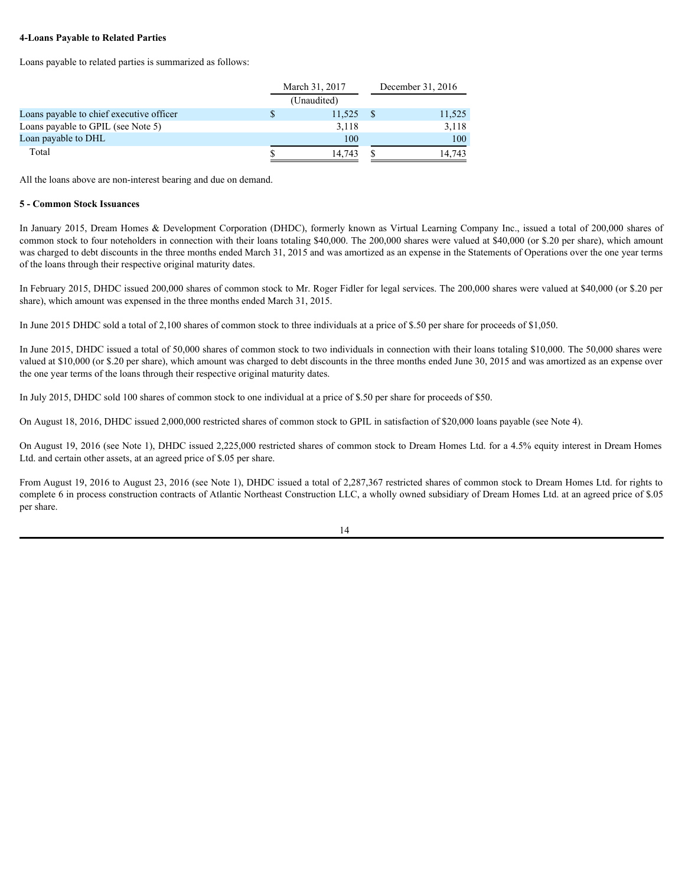**4-Loans Payable to Related Parties**

Loans payable to related parties is summarized as follows:

| | March 31, 2017 | December 31, 2016 |
|---|---|---|
| | (Unaudited) | |
| Loans payable to chief executive officer | $ 11,525 | $ 11,525 |
| Loans payable to GPIL (see Note 5) | 3,118 | 3,118 |
| Loan payable to DHL | 100 | 100 |
| Total | $ 14,743 | $ 14,743 |

All the loans above are non-interest bearing and due on demand.

**5 - Common Stock Issuances**

In January 2015, Dream Homes & Development Corporation (DHDC), formerly known as Virtual Learning Company Inc., issued a total of 200,000 shares of common stock to four noteholders in connection with their loans totaling $40,000. The 200,000 shares were valued at $40,000 (or $.20 per share), which amount was charged to debt discounts in the three months ended March 31, 2015 and was amortized as an expense in the Statements of Operations over the one year terms of the loans through their respective original maturity dates.

In February 2015, DHDC issued 200,000 shares of common stock to Mr. Roger Fidler for legal services. The 200,000 shares were valued at $40,000 (or $.20 per share), which amount was expensed in the three months ended March 31, 2015.

In June 2015 DHDC sold a total of 2,100 shares of common stock to three individuals at a price of $.50 per share for proceeds of $1,050.

In June 2015, DHDC issued a total of 50,000 shares of common stock to two individuals in connection with their loans totaling $10,000. The 50,000 shares were valued at $10,000 (or $.20 per share), which amount was charged to debt discounts in the three months ended June 30, 2015 and was amortized as an expense over the one year terms of the loans through their respective original maturity dates.

In July 2015, DHDC sold 100 shares of common stock to one individual at a price of $.50 per share for proceeds of $50.

On August 18, 2016, DHDC issued 2,000,000 restricted shares of common stock to GPIL in satisfaction of $20,000 loans payable (see Note 4).

On August 19, 2016 (see Note 1), DHDC issued 2,225,000 restricted shares of common stock to Dream Homes Ltd. for a 4.5% equity interest in Dream Homes Ltd. and certain other assets, at an agreed price of $.05 per share.

From August 19, 2016 to August 23, 2016 (see Note 1), DHDC issued a total of 2,287,367 restricted shares of common stock to Dream Homes Ltd. for rights to complete 6 in process construction contracts of Atlantic Northeast Construction LLC, a wholly owned subsidiary of Dream Homes Ltd. at an agreed price of $.05 per share.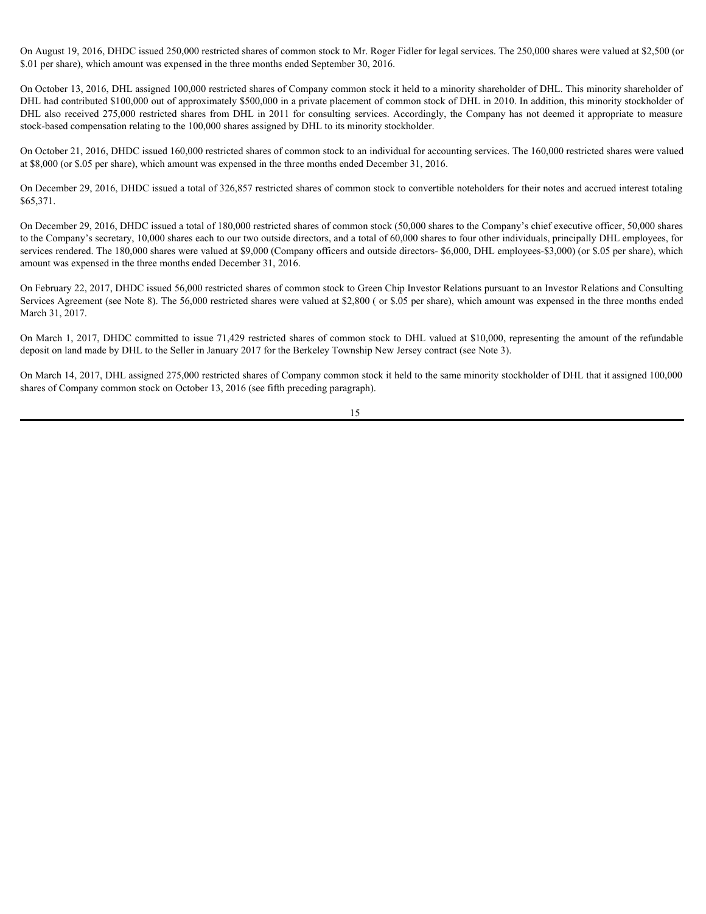On August 19, 2016, DHDC issued 250,000 restricted shares of common stock to Mr. Roger Fidler for legal services. The 250,000 shares were valued at $2,500 (or $.01 per share), which amount was expensed in the three months ended September 30, 2016.

On October 13, 2016, DHL assigned 100,000 restricted shares of Company common stock it held to a minority shareholder of DHL. This minority shareholder of DHL had contributed $100,000 out of approximately $500,000 in a private placement of common stock of DHL in 2010. In addition, this minority stockholder of DHL also received 275,000 restricted shares from DHL in 2011 for consulting services. Accordingly, the Company has not deemed it appropriate to measure stock-based compensation relating to the 100,000 shares assigned by DHL to its minority stockholder.

On October 21, 2016, DHDC issued 160,000 restricted shares of common stock to an individual for accounting services. The 160,000 restricted shares were valued at $8,000 (or $.05 per share), which amount was expensed in the three months ended December 31, 2016.

On December 29, 2016, DHDC issued a total of 326,857 restricted shares of common stock to convertible noteholders for their notes and accrued interest totaling $65,371.

On December 29, 2016, DHDC issued a total of 180,000 restricted shares of common stock (50,000 shares to the Company's chief executive officer, 50,000 shares to the Company's secretary, 10,000 shares each to our two outside directors, and a total of 60,000 shares to four other individuals, principally DHL employees, for services rendered. The 180,000 shares were valued at $9,000 (Company officers and outside directors- $6,000, DHL employees-$3,000) (or $.05 per share), which amount was expensed in the three months ended December 31, 2016.

On February 22, 2017, DHDC issued 56,000 restricted shares of common stock to Green Chip Investor Relations pursuant to an Investor Relations and Consulting Services Agreement (see Note 8). The 56,000 restricted shares were valued at $2,800 ( or $.05 per share), which amount was expensed in the three months ended March 31, 2017.

On March 1, 2017, DHDC committed to issue 71,429 restricted shares of common stock to DHL valued at $10,000, representing the amount of the refundable deposit on land made by DHL to the Seller in January 2017 for the Berkeley Township New Jersey contract (see Note 3).

On March 14, 2017, DHL assigned 275,000 restricted shares of Company common stock it held to the same minority stockholder of DHL that it assigned 100,000 shares of Company common stock on October 13, 2016 (see fifth preceding paragraph).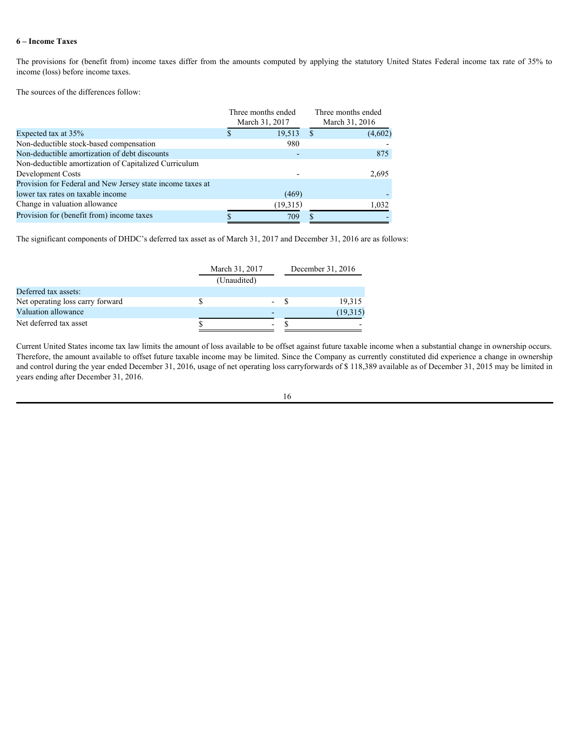## 6 – Income Taxes

The provisions for (benefit from) income taxes differ from the amounts computed by applying the statutory United States Federal income tax rate of 35% to income (loss) before income taxes.

The sources of the differences follow:

| | Three months ended March 31, 2017 | Three months ended March 31, 2016 |
|---|---|---|
| Expected tax at 35% | $ 19,513 | $ (4,602) |
| Non-deductible stock-based compensation | 980 | - |
| Non-deductible amortization of debt discounts | - | 875 |
| Non-deductible amortization of Capitalized Curriculum Development Costs | - | 2,695 |
| Provision for Federal and New Jersey state income taxes at lower tax rates on taxable income | (469) | - |
| Change in valuation allowance | (19,315) | 1,032 |
| Provision for (benefit from) income taxes | $ 709 | $ - |

The significant components of DHDC's deferred tax asset as of March 31, 2017 and December 31, 2016 are as follows:

| | March 31, 2017 (Unaudited) | December 31, 2016 |
|---|---|---|
| Deferred tax assets: | | |
| Net operating loss carry forward | $ - | $ 19,315 |
| Valuation allowance | - | (19,315) |
| Net deferred tax asset | $ - | $ - |

Current United States income tax law limits the amount of loss available to be offset against future taxable income when a substantial change in ownership occurs. Therefore, the amount available to offset future taxable income may be limited. Since the Company as currently constituted did experience a change in ownership and control during the year ended December 31, 2016, usage of net operating loss carryforwards of $ 118,389 available as of December 31, 2015 may be limited in years ending after December 31, 2016.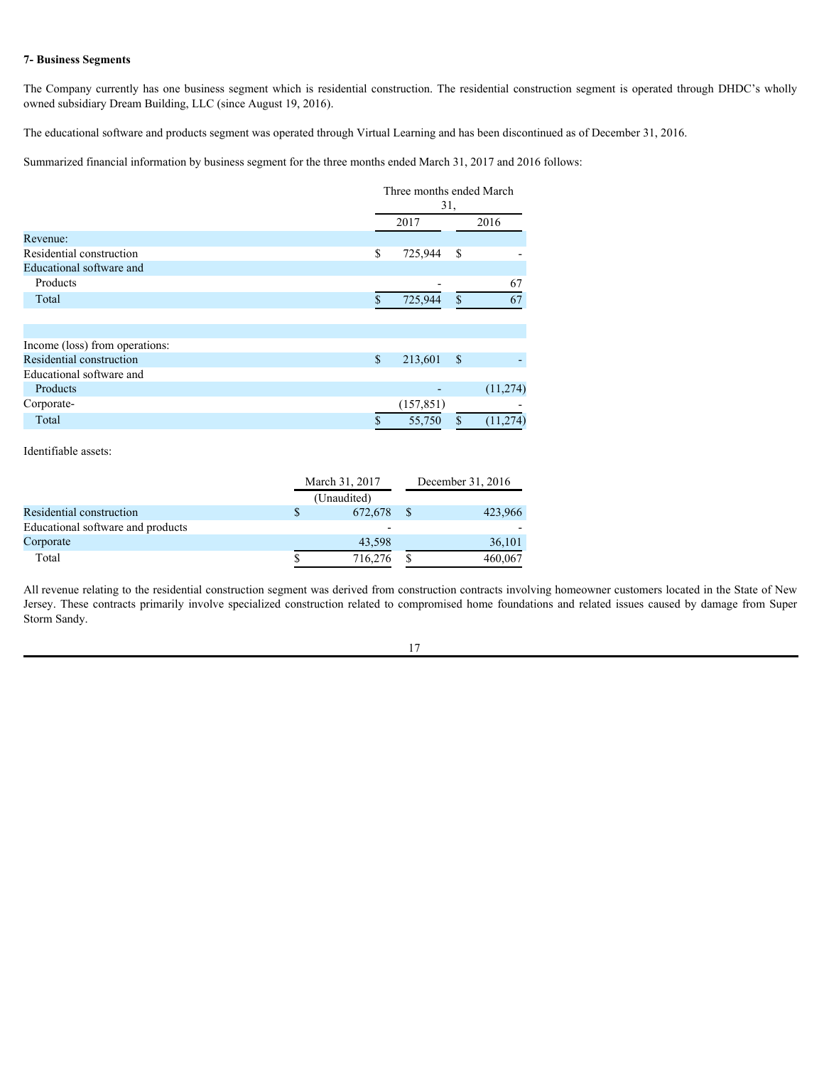**7- Business Segments**

The Company currently has one business segment which is residential construction. The residential construction segment is operated through DHDC's wholly owned subsidiary Dream Building, LLC (since August 19, 2016).

The educational software and products segment was operated through Virtual Learning and has been discontinued as of December 31, 2016.

Summarized financial information by business segment for the three months ended March 31, 2017 and 2016 follows:

| | Three months ended March 31, | |
|---|---|---|
| | 2017 | 2016 |
| Revenue: | | |
| Residential construction | $ 725,944 | $ - |
| Educational software and Products | - | 67 |
| Total | $ 725,944 | $ 67 |
| | | |
| Income (loss) from operations: | | |
| Residential construction | $ 213,601 | $ - |
| Educational software and Products | - | (11,274) |
| Corporate- | (157,851) | - |
| Total | $ 55,750 | $ (11,274) |

Identifiable assets:

| | March 31, 2017 | December 31, 2016 |
|---|---|---|
| | (Unaudited) | |
| Residential construction | $ 672,678 | $ 423,966 |
| Educational software and products | - | - |
| Corporate | 43,598 | 36,101 |
| Total | $ 716,276 | $ 460,067 |

All revenue relating to the residential construction segment was derived from construction contracts involving homeowner customers located in the State of New Jersey. These contracts primarily involve specialized construction related to compromised home foundations and related issues caused by damage from Super Storm Sandy.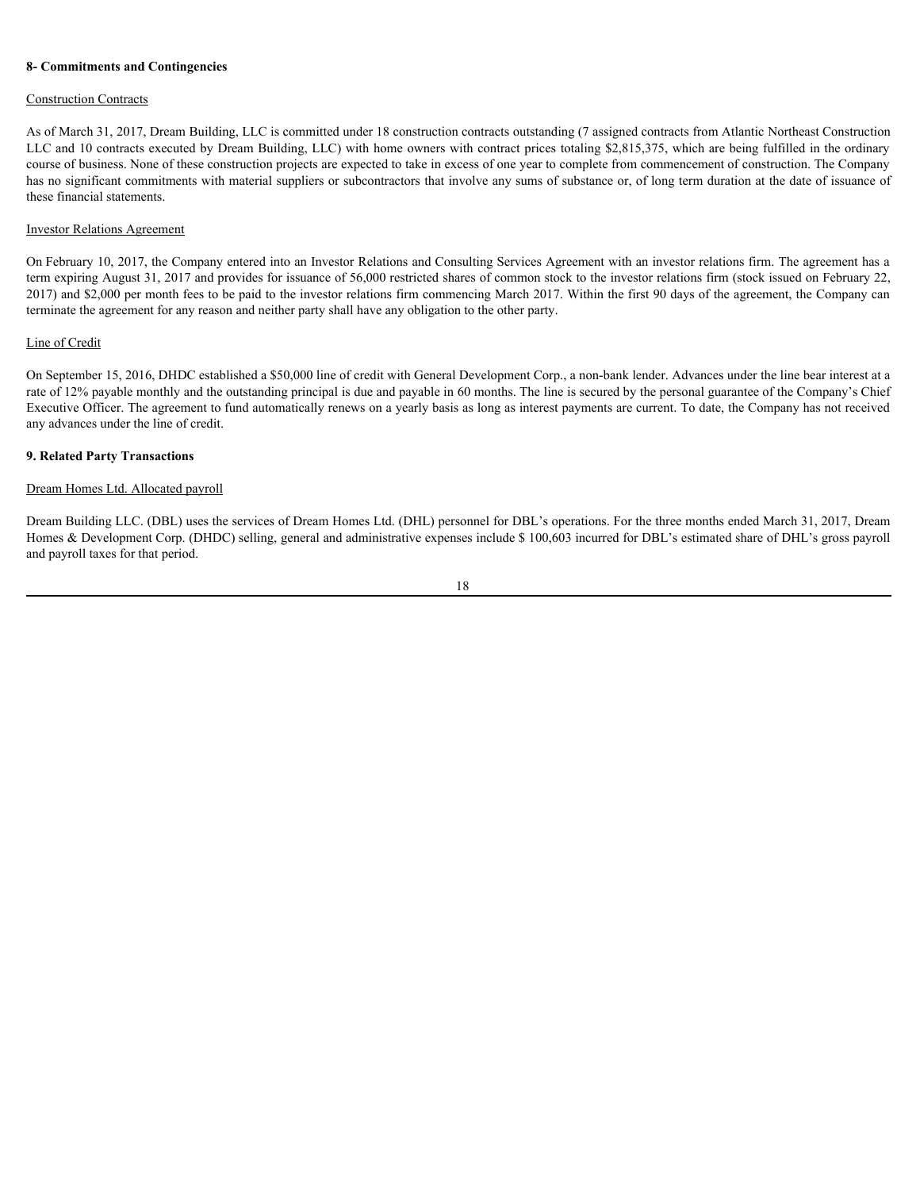## 8- Commitments and Contingencies

Construction Contracts

As of March 31, 2017, Dream Building, LLC is committed under 18 construction contracts outstanding (7 assigned contracts from Atlantic Northeast Construction LLC and 10 contracts executed by Dream Building, LLC) with home owners with contract prices totaling $2,815,375, which are being fulfilled in the ordinary course of business. None of these construction projects are expected to take in excess of one year to complete from commencement of construction. The Company has no significant commitments with material suppliers or subcontractors that involve any sums of substance or, of long term duration at the date of issuance of these financial statements.

Investor Relations Agreement

On February 10, 2017, the Company entered into an Investor Relations and Consulting Services Agreement with an investor relations firm. The agreement has a term expiring August 31, 2017 and provides for issuance of 56,000 restricted shares of common stock to the investor relations firm (stock issued on February 22, 2017) and $2,000 per month fees to be paid to the investor relations firm commencing March 2017. Within the first 90 days of the agreement, the Company can terminate the agreement for any reason and neither party shall have any obligation to the other party.

Line of Credit

On September 15, 2016, DHDC established a $50,000 line of credit with General Development Corp., a non-bank lender. Advances under the line bear interest at a rate of 12% payable monthly and the outstanding principal is due and payable in 60 months. The line is secured by the personal guarantee of the Company's Chief Executive Officer. The agreement to fund automatically renews on a yearly basis as long as interest payments are current. To date, the Company has not received any advances under the line of credit.

## 9. Related Party Transactions

Dream Homes Ltd. Allocated payroll

Dream Building LLC. (DBL) uses the services of Dream Homes Ltd. (DHL) personnel for DBL's operations. For the three months ended March 31, 2017, Dream Homes & Development Corp. (DHDC) selling, general and administrative expenses include $ 100,603 incurred for DBL's estimated share of DHL's gross payroll and payroll taxes for that period.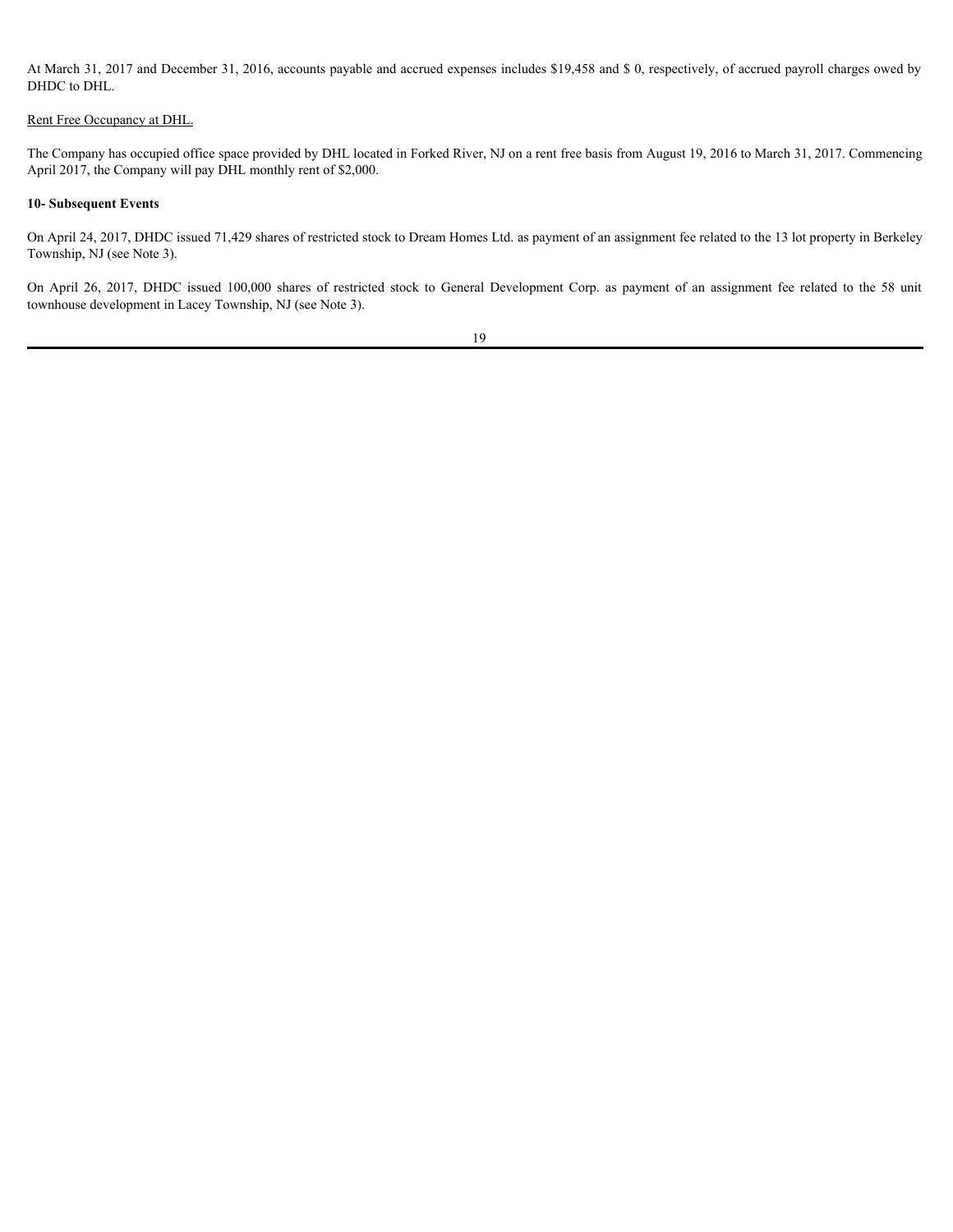At March 31, 2017 and December 31, 2016, accounts payable and accrued expenses includes $19,458 and $ 0, respectively, of accrued payroll charges owed by DHDC to DHL.

Rent Free Occupancy at DHL.

The Company has occupied office space provided by DHL located in Forked River, NJ on a rent free basis from August 19, 2016 to March 31, 2017. Commencing April 2017, the Company will pay DHL monthly rent of $2,000.

**10- Subsequent Events**

On April 24, 2017, DHDC issued 71,429 shares of restricted stock to Dream Homes Ltd. as payment of an assignment fee related to the 13 lot property in Berkeley Township, NJ (see Note 3).

On April 26, 2017, DHDC issued 100,000 shares of restricted stock to General Development Corp. as payment of an assignment fee related to the 58 unit townhouse development in Lacey Township, NJ (see Note 3).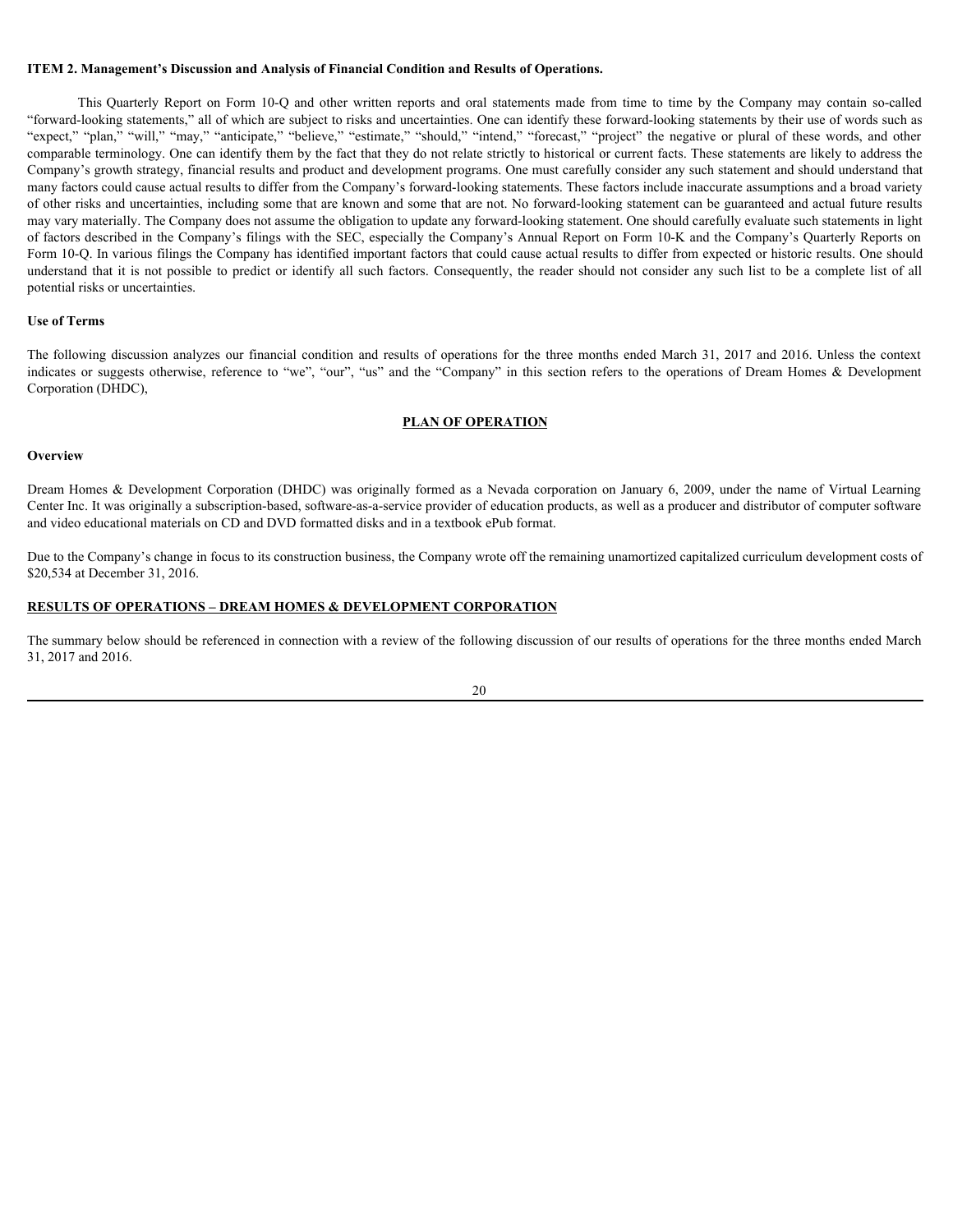**ITEM 2. Management's Discussion and Analysis of Financial Condition and Results of Operations.**

This Quarterly Report on Form 10-Q and other written reports and oral statements made from time to time by the Company may contain so-called "forward-looking statements," all of which are subject to risks and uncertainties. One can identify these forward-looking statements by their use of words such as "expect," "plan," "will," "may," "anticipate," "believe," "estimate," "should," "intend," "forecast," "project" the negative or plural of these words, and other comparable terminology. One can identify them by the fact that they do not relate strictly to historical or current facts. These statements are likely to address the Company's growth strategy, financial results and product and development programs. One must carefully consider any such statement and should understand that many factors could cause actual results to differ from the Company's forward-looking statements. These factors include inaccurate assumptions and a broad variety of other risks and uncertainties, including some that are known and some that are not. No forward-looking statement can be guaranteed and actual future results may vary materially. The Company does not assume the obligation to update any forward-looking statement. One should carefully evaluate such statements in light of factors described in the Company's filings with the SEC, especially the Company's Annual Report on Form 10-K and the Company's Quarterly Reports on Form 10-Q. In various filings the Company has identified important factors that could cause actual results to differ from expected or historic results. One should understand that it is not possible to predict or identify all such factors. Consequently, the reader should not consider any such list to be a complete list of all potential risks or uncertainties.

**Use of Terms**

The following discussion analyzes our financial condition and results of operations for the three months ended March 31, 2017 and 2016. Unless the context indicates or suggests otherwise, reference to "we", "our", "us" and the "Company" in this section refers to the operations of Dream Homes & Development Corporation (DHDC),

**PLAN OF OPERATION**

**Overview**

Dream Homes & Development Corporation (DHDC) was originally formed as a Nevada corporation on January 6, 2009, under the name of Virtual Learning Center Inc. It was originally a subscription-based, software-as-a-service provider of education products, as well as a producer and distributor of computer software and video educational materials on CD and DVD formatted disks and in a textbook ePub format.

Due to the Company's change in focus to its construction business, the Company wrote off the remaining unamortized capitalized curriculum development costs of $20,534 at December 31, 2016.

**RESULTS OF OPERATIONS – DREAM HOMES & DEVELOPMENT CORPORATION**

The summary below should be referenced in connection with a review of the following discussion of our results of operations for the three months ended March 31, 2017 and 2016.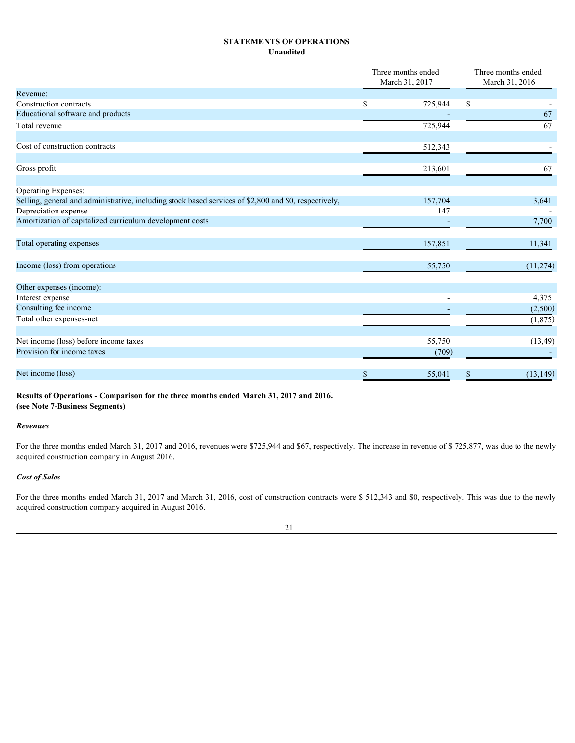**STATEMENTS OF OPERATIONS**
**Unaudited**

| | Three months ended March 31, 2017 | Three months ended March 31, 2016 |
|---|---|---|
| Revenue: | | |
| Construction contracts | $ 725,944 | $ - |
| Educational software and products | - | 67 |
| Total revenue | 725,944 | 67 |
| | | |
| Cost of construction contracts | 512,343 | - |
| | | |
| Gross profit | 213,601 | 67 |
| | | |
| Operating Expenses: | | |
| Selling, general and administrative, including stock based services of $2,800 and $0, respectively, | 157,704 | 3,641 |
| Depreciation expense | 147 | - |
| Amortization of capitalized curriculum development costs | - | 7,700 |
| | | |
| Total operating expenses | 157,851 | 11,341 |
| | | |
| Income (loss) from operations | 55,750 | (11,274) |
| | | |
| Other expenses (income): | | |
| Interest expense | - | 4,375 |
| Consulting fee income | - | (2,500) |
| Total other expenses-net | | (1,875) |
| | | |
| Net income (loss) before income taxes | 55,750 | (13,49) |
| Provision for income taxes | (709) | - |
| | | |
| Net income (loss) | $ 55,041 | $ (13,149) |

**Results of Operations - Comparison for the three months ended March 31, 2017 and 2016.**
**(see Note 7-Business Segments)**

***Revenues***

For the three months ended March 31, 2017 and 2016, revenues were $725,944 and $67, respectively. The increase in revenue of $ 725,877, was due to the newly acquired construction company in August 2016.

***Cost of Sales***

For the three months ended March 31, 2017 and March 31, 2016, cost of construction contracts were $ 512,343 and $0, respectively. This was due to the newly acquired construction company acquired in August 2016.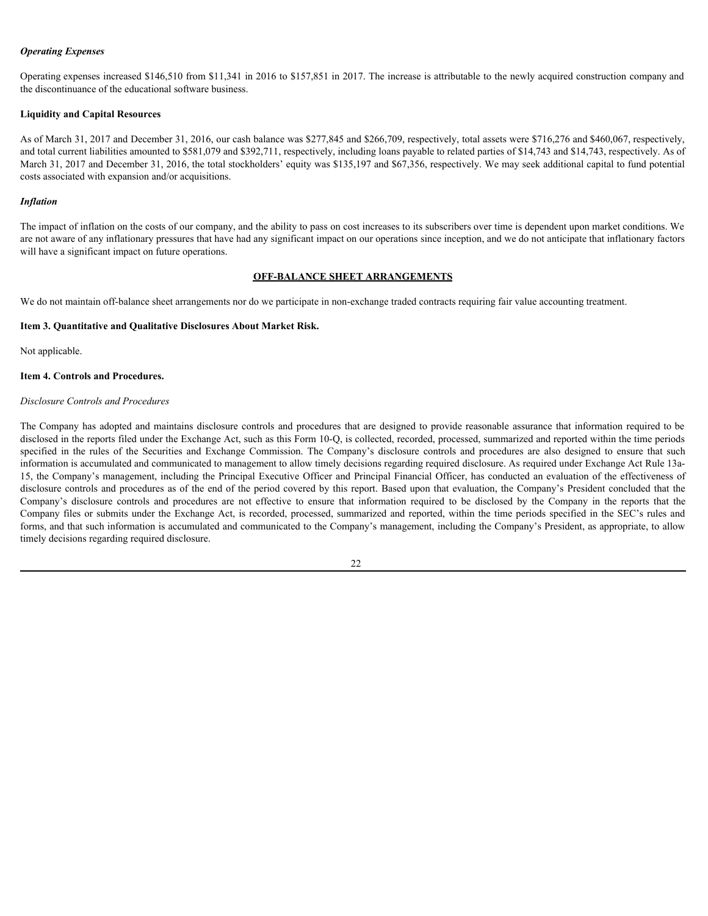***Operating Expenses***

Operating expenses increased $146,510 from $11,341 in 2016 to $157,851 in 2017. The increase is attributable to the newly acquired construction company and the discontinuance of the educational software business.

**Liquidity and Capital Resources**

As of March 31, 2017 and December 31, 2016, our cash balance was $277,845 and $266,709, respectively, total assets were $716,276 and $460,067, respectively, and total current liabilities amounted to $581,079 and $392,711, respectively, including loans payable to related parties of $14,743 and $14,743, respectively. As of March 31, 2017 and December 31, 2016, the total stockholders' equity was $135,197 and $67,356, respectively. We may seek additional capital to fund potential costs associated with expansion and/or acquisitions.

***Inflation***

The impact of inflation on the costs of our company, and the ability to pass on cost increases to its subscribers over time is dependent upon market conditions. We are not aware of any inflationary pressures that have had any significant impact on our operations since inception, and we do not anticipate that inflationary factors will have a significant impact on future operations.

**OFF-BALANCE SHEET ARRANGEMENTS**

We do not maintain off-balance sheet arrangements nor do we participate in non-exchange traded contracts requiring fair value accounting treatment.

**Item 3. Quantitative and Qualitative Disclosures About Market Risk.**

Not applicable.

**Item 4. Controls and Procedures.**

*Disclosure Controls and Procedures*

The Company has adopted and maintains disclosure controls and procedures that are designed to provide reasonable assurance that information required to be disclosed in the reports filed under the Exchange Act, such as this Form 10-Q, is collected, recorded, processed, summarized and reported within the time periods specified in the rules of the Securities and Exchange Commission. The Company's disclosure controls and procedures are also designed to ensure that such information is accumulated and communicated to management to allow timely decisions regarding required disclosure. As required under Exchange Act Rule 13a-15, the Company's management, including the Principal Executive Officer and Principal Financial Officer, has conducted an evaluation of the effectiveness of disclosure controls and procedures as of the end of the period covered by this report. Based upon that evaluation, the Company's President concluded that the Company's disclosure controls and procedures are not effective to ensure that information required to be disclosed by the Company in the reports that the Company files or submits under the Exchange Act, is recorded, processed, summarized and reported, within the time periods specified in the SEC's rules and forms, and that such information is accumulated and communicated to the Company's management, including the Company's President, as appropriate, to allow timely decisions regarding required disclosure.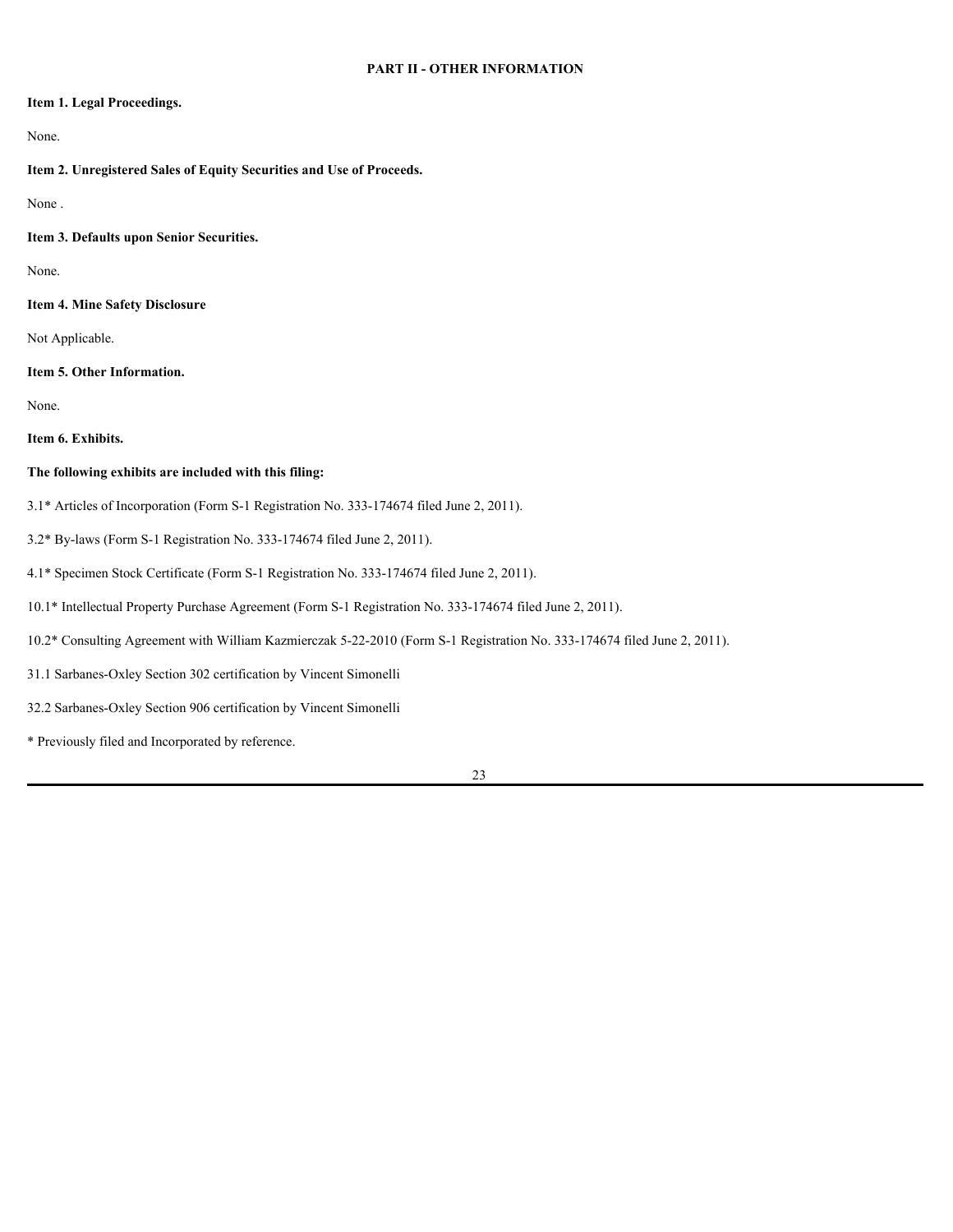## PART II - OTHER INFORMATION

**Item 1. Legal Proceedings.**

None.

**Item 2. Unregistered Sales of Equity Securities and Use of Proceeds.**

None .

**Item 3. Defaults upon Senior Securities.**

None.

**Item 4. Mine Safety Disclosure**

Not Applicable.

**Item 5. Other Information.**

None.

**Item 6. Exhibits.**

**The following exhibits are included with this filing:**

3.1* Articles of Incorporation (Form S-1 Registration No. 333-174674 filed June 2, 2011).

3.2* By-laws (Form S-1 Registration No. 333-174674 filed June 2, 2011).

4.1* Specimen Stock Certificate (Form S-1 Registration No. 333-174674 filed June 2, 2011).

10.1* Intellectual Property Purchase Agreement (Form S-1 Registration No. 333-174674 filed June 2, 2011).

10.2* Consulting Agreement with William Kazmierczak 5-22-2010 (Form S-1 Registration No. 333-174674 filed June 2, 2011).

31.1 Sarbanes-Oxley Section 302 certification by Vincent Simonelli

32.2 Sarbanes-Oxley Section 906 certification by Vincent Simonelli

* Previously filed and Incorporated by reference.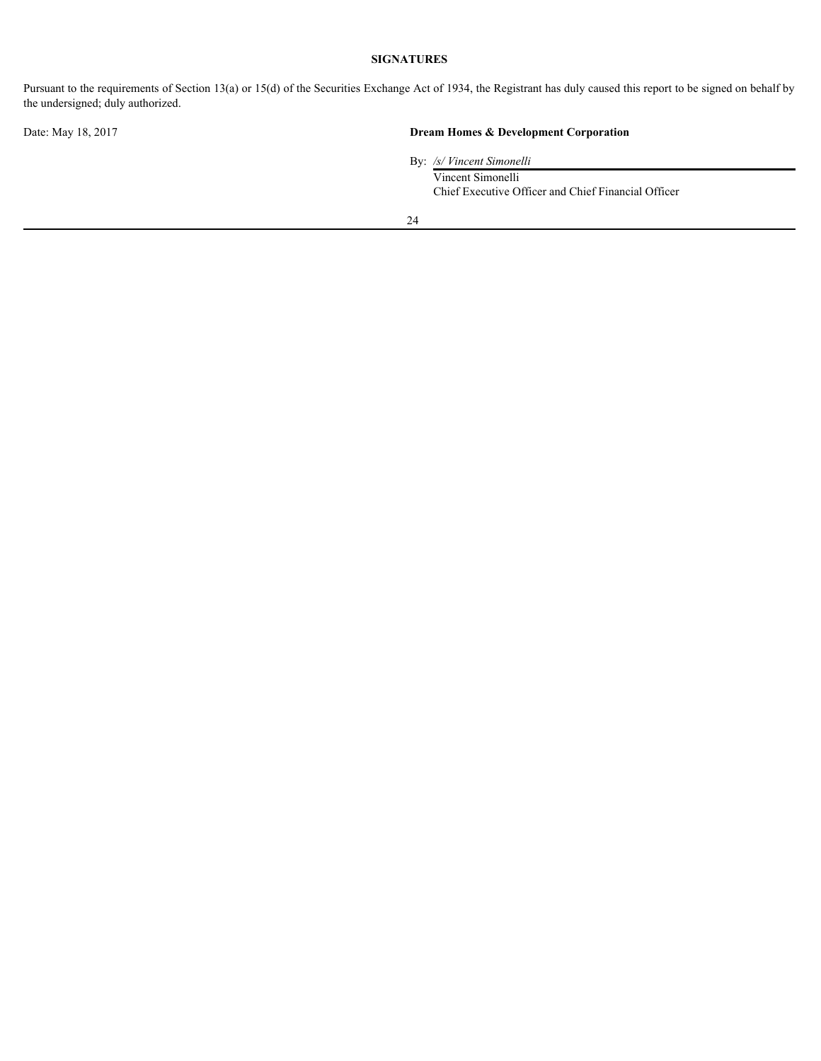## SIGNATURES

Pursuant to the requirements of Section 13(a) or 15(d) of the Securities Exchange Act of 1934, the Registrant has duly caused this report to be signed on behalf by the undersigned; duly authorized.

Date: May 18, 2017

**Dream Homes & Development Corporation**

By: */s/ Vincent Simonelli*

Vincent Simonelli
Chief Executive Officer and Chief Financial Officer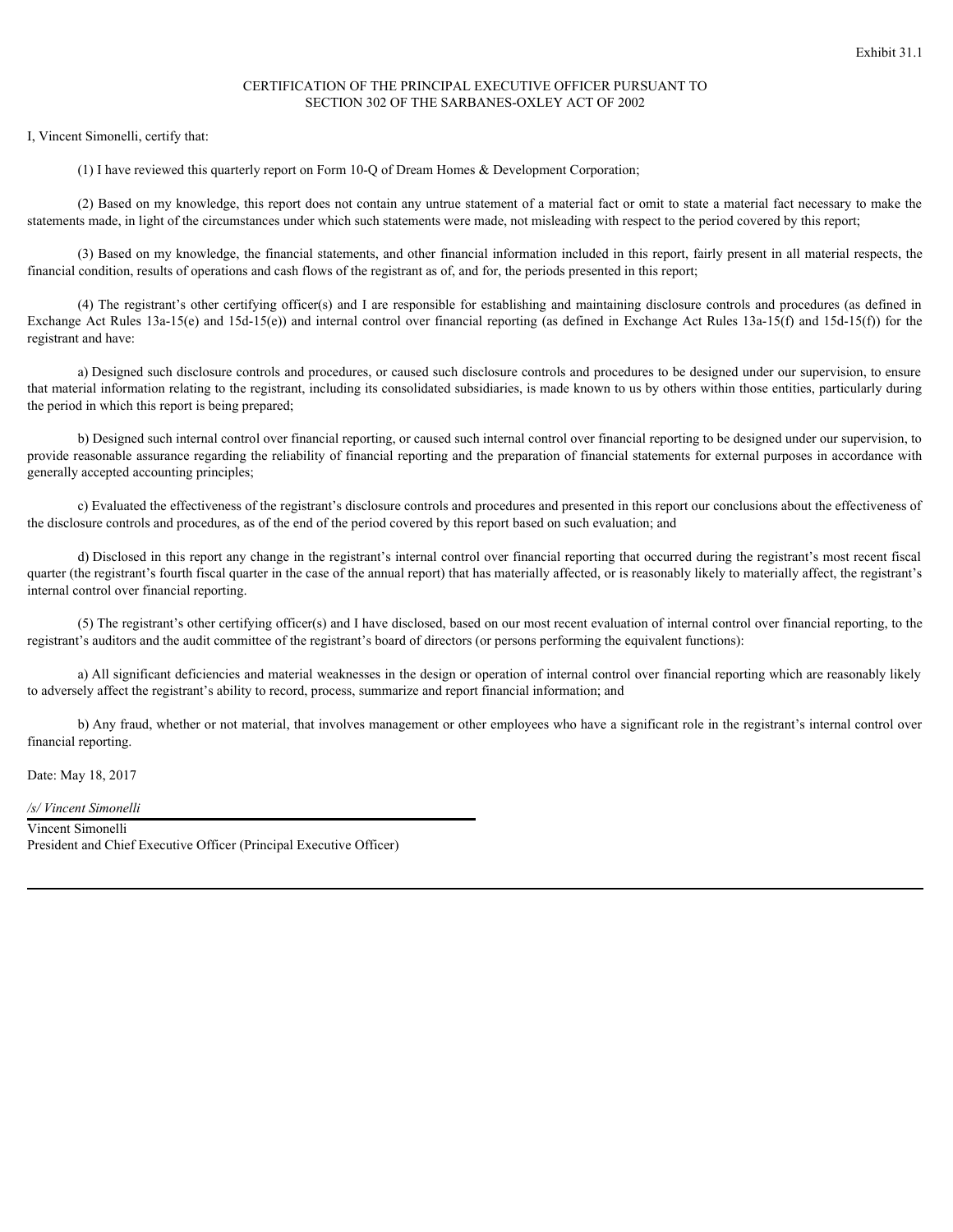Exhibit 31.1

# CERTIFICATION OF THE PRINCIPAL EXECUTIVE OFFICER PURSUANT TO SECTION 302 OF THE SARBANES-OXLEY ACT OF 2002

I, Vincent Simonelli, certify that:

(1) I have reviewed this quarterly report on Form 10-Q of Dream Homes & Development Corporation;

(2) Based on my knowledge, this report does not contain any untrue statement of a material fact or omit to state a material fact necessary to make the statements made, in light of the circumstances under which such statements were made, not misleading with respect to the period covered by this report;

(3) Based on my knowledge, the financial statements, and other financial information included in this report, fairly present in all material respects, the financial condition, results of operations and cash flows of the registrant as of, and for, the periods presented in this report;

(4) The registrant's other certifying officer(s) and I are responsible for establishing and maintaining disclosure controls and procedures (as defined in Exchange Act Rules 13a-15(e) and 15d-15(e)) and internal control over financial reporting (as defined in Exchange Act Rules 13a-15(f) and 15d-15(f)) for the registrant and have:

a) Designed such disclosure controls and procedures, or caused such disclosure controls and procedures to be designed under our supervision, to ensure that material information relating to the registrant, including its consolidated subsidiaries, is made known to us by others within those entities, particularly during the period in which this report is being prepared;

b) Designed such internal control over financial reporting, or caused such internal control over financial reporting to be designed under our supervision, to provide reasonable assurance regarding the reliability of financial reporting and the preparation of financial statements for external purposes in accordance with generally accepted accounting principles;

c) Evaluated the effectiveness of the registrant's disclosure controls and procedures and presented in this report our conclusions about the effectiveness of the disclosure controls and procedures, as of the end of the period covered by this report based on such evaluation; and

d) Disclosed in this report any change in the registrant's internal control over financial reporting that occurred during the registrant's most recent fiscal quarter (the registrant's fourth fiscal quarter in the case of the annual report) that has materially affected, or is reasonably likely to materially affect, the registrant's internal control over financial reporting.

(5) The registrant's other certifying officer(s) and I have disclosed, based on our most recent evaluation of internal control over financial reporting, to the registrant's auditors and the audit committee of the registrant's board of directors (or persons performing the equivalent functions):

a) All significant deficiencies and material weaknesses in the design or operation of internal control over financial reporting which are reasonably likely to adversely affect the registrant's ability to record, process, summarize and report financial information; and

b) Any fraud, whether or not material, that involves management or other employees who have a significant role in the registrant's internal control over financial reporting.

Date: May 18, 2017

*/s/ Vincent Simonelli*

Vincent Simonelli
President and Chief Executive Officer (Principal Executive Officer)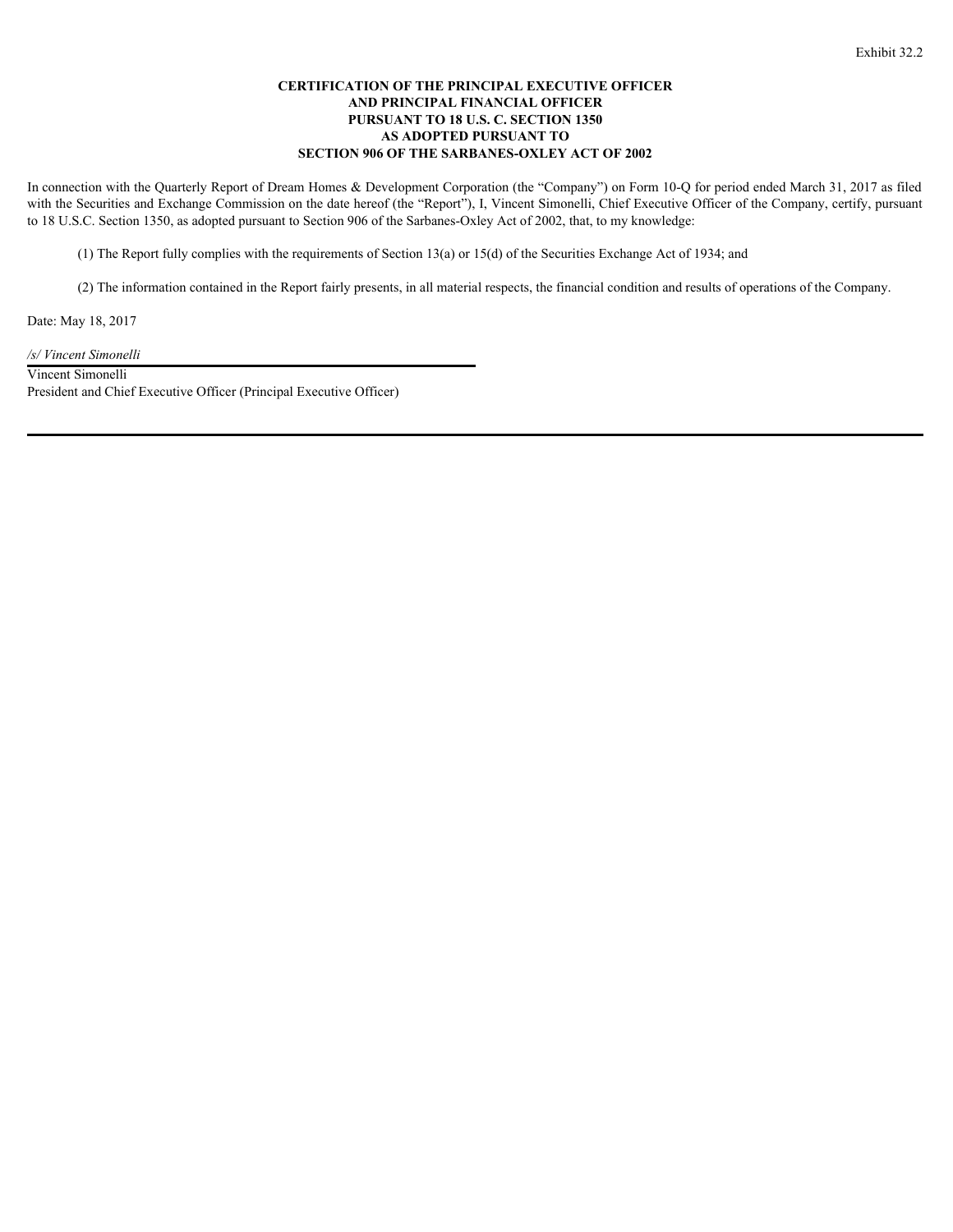Exhibit 32.2

**CERTIFICATION OF THE PRINCIPAL EXECUTIVE OFFICER**
**AND PRINCIPAL FINANCIAL OFFICER**
**PURSUANT TO 18 U.S. C. SECTION 1350**
**AS ADOPTED PURSUANT TO**
**SECTION 906 OF THE SARBANES-OXLEY ACT OF 2002**

In connection with the Quarterly Report of Dream Homes & Development Corporation (the "Company") on Form 10-Q for period ended March 31, 2017 as filed with the Securities and Exchange Commission on the date hereof (the "Report"), I, Vincent Simonelli, Chief Executive Officer of the Company, certify, pursuant to 18 U.S.C. Section 1350, as adopted pursuant to Section 906 of the Sarbanes-Oxley Act of 2002, that, to my knowledge:

(1) The Report fully complies with the requirements of Section 13(a) or 15(d) of the Securities Exchange Act of 1934; and

(2) The information contained in the Report fairly presents, in all material respects, the financial condition and results of operations of the Company.

Date: May 18, 2017

*/s/ Vincent Simonelli*

Vincent Simonelli
President and Chief Executive Officer (Principal Executive Officer)